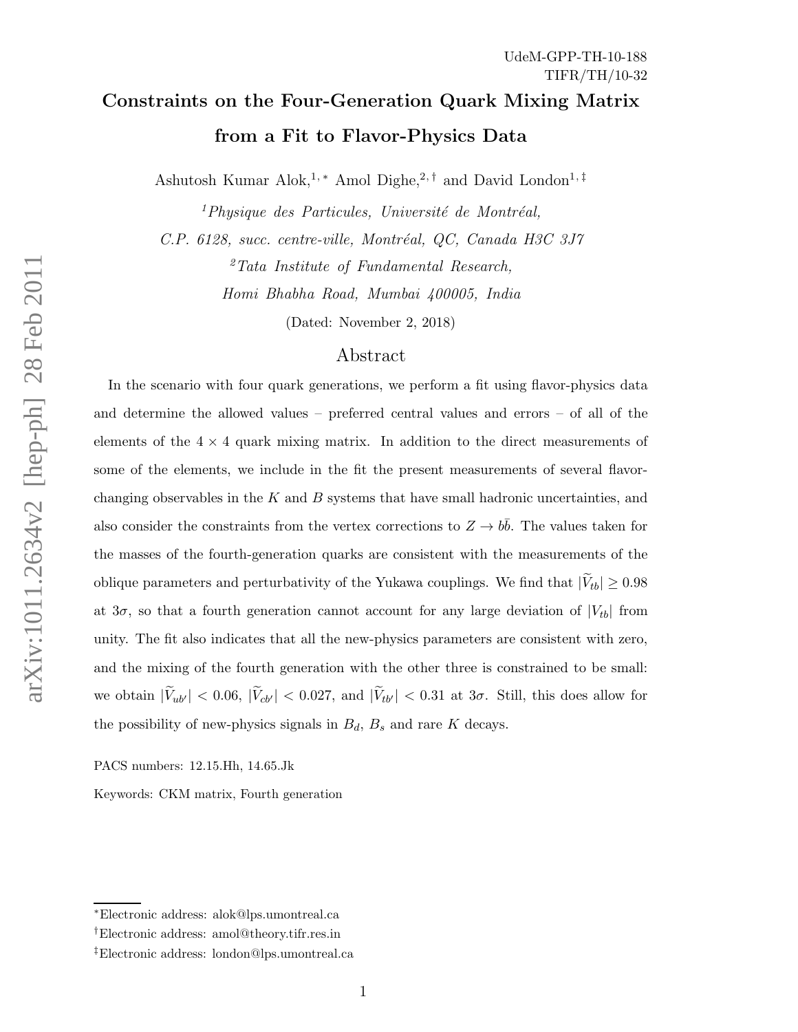UdeM-GPP-TH-10-188
TIFR/TH/10-32

# Constraints on the Four-Generation Quark Mixing Matrix from a Fit to Flavor-Physics Data

Ashutosh Kumar Alok,[1,*] Amol Dighe,[2,†] and David London[1,‡]

[1] *Physique des Particules, Université de Montréal, C.P. 6128, succ. centre-ville, Montréal, QC, Canada H3C 3J7*

[2] *Tata Institute of Fundamental Research, Homi Bhabha Road, Mumbai 400005, India*

(Dated: November 2, 2018)

## Abstract

In the scenario with four quark generations, we perform a fit using flavor-physics data and determine the allowed values – preferred central values and errors – of all of the elements of the $4 \times 4$ quark mixing matrix. In addition to the direct measurements of some of the elements, we include in the fit the present measurements of several flavor-changing observables in the $K$ and $B$ systems that have small hadronic uncertainties, and also consider the constraints from the vertex corrections to $Z \to b\bar{b}$. The values taken for the masses of the fourth-generation quarks are consistent with the measurements of the oblique parameters and perturbativity of the Yukawa couplings. We find that $|\widetilde{V}_{tb}| \geq 0.98$ at $3\sigma$, so that a fourth generation cannot account for any large deviation of $|V_{tb}|$ from unity. The fit also indicates that all the new-physics parameters are consistent with zero, and the mixing of the fourth generation with the other three is constrained to be small: we obtain $|\widetilde{V}_{ub'}| < 0.06$, $|\widetilde{V}_{cb'}| < 0.027$, and $|\widetilde{V}_{tb'}| < 0.31$ at $3\sigma$. Still, this does allow for the possibility of new-physics signals in $B_d$, $B_s$ and rare $K$ decays.

PACS numbers: 12.15.Hh, 14.65.Jk

Keywords: CKM matrix, Fourth generation

---

[*] Electronic address: alok@lps.umontreal.ca

[†] Electronic address: amol@theory.tifr.res.in

[‡] Electronic address: london@lps.umontreal.ca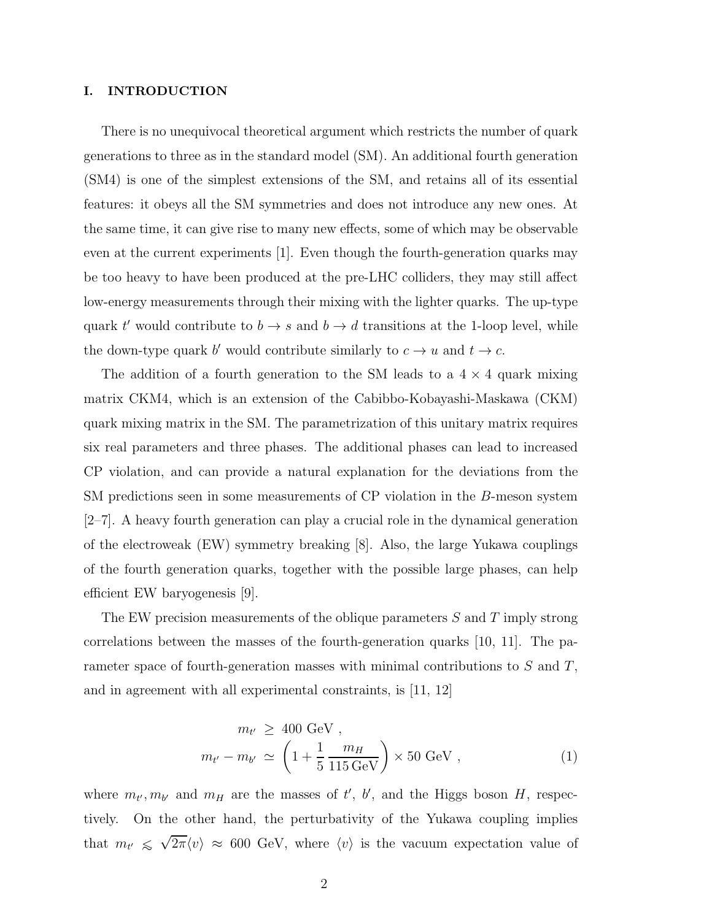## I. INTRODUCTION

There is no unequivocal theoretical argument which restricts the number of quark generations to three as in the standard model (SM). An additional fourth generation (SM4) is one of the simplest extensions of the SM, and retains all of its essential features: it obeys all the SM symmetries and does not introduce any new ones. At the same time, it can give rise to many new effects, some of which may be observable even at the current experiments [1]. Even though the fourth-generation quarks may be too heavy to have been produced at the pre-LHC colliders, they may still affect low-energy measurements through their mixing with the lighter quarks. The up-type quark $t'$ would contribute to $b \to s$ and $b \to d$ transitions at the 1-loop level, while the down-type quark $b'$ would contribute similarly to $c \to u$ and $t \to c$.

The addition of a fourth generation to the SM leads to a $4 \times 4$ quark mixing matrix CKM4, which is an extension of the Cabibbo-Kobayashi-Maskawa (CKM) quark mixing matrix in the SM. The parametrization of this unitary matrix requires six real parameters and three phases. The additional phases can lead to increased CP violation, and can provide a natural explanation for the deviations from the SM predictions seen in some measurements of CP violation in the $B$-meson system [2–7]. A heavy fourth generation can play a crucial role in the dynamical generation of the electroweak (EW) symmetry breaking [8]. Also, the large Yukawa couplings of the fourth generation quarks, together with the possible large phases, can help efficient EW baryogenesis [9].

The EW precision measurements of the oblique parameters $S$ and $T$ imply strong correlations between the masses of the fourth-generation quarks [10, 11]. The parameter space of fourth-generation masses with minimal contributions to $S$ and $T$, and in agreement with all experimental constraints, is [11, 12]

$$
\begin{aligned}
m_{t'} &\geq 400 \text{ GeV} , \\
m_{t'} - m_{b'} &\simeq \left(1 + \frac{1}{5}\frac{m_H}{115\,\text{GeV}}\right) \times 50 \text{ GeV} ,
\end{aligned}
\tag{1}
$$

where $m_{t'}, m_{b'}$ and $m_H$ are the masses of $t'$, $b'$, and the Higgs boson $H$, respectively. On the other hand, the perturbativity of the Yukawa coupling implies that $m_{t'} \lesssim \sqrt{2\pi}\langle v\rangle \approx 600$ GeV, where $\langle v\rangle$ is the vacuum expectation value of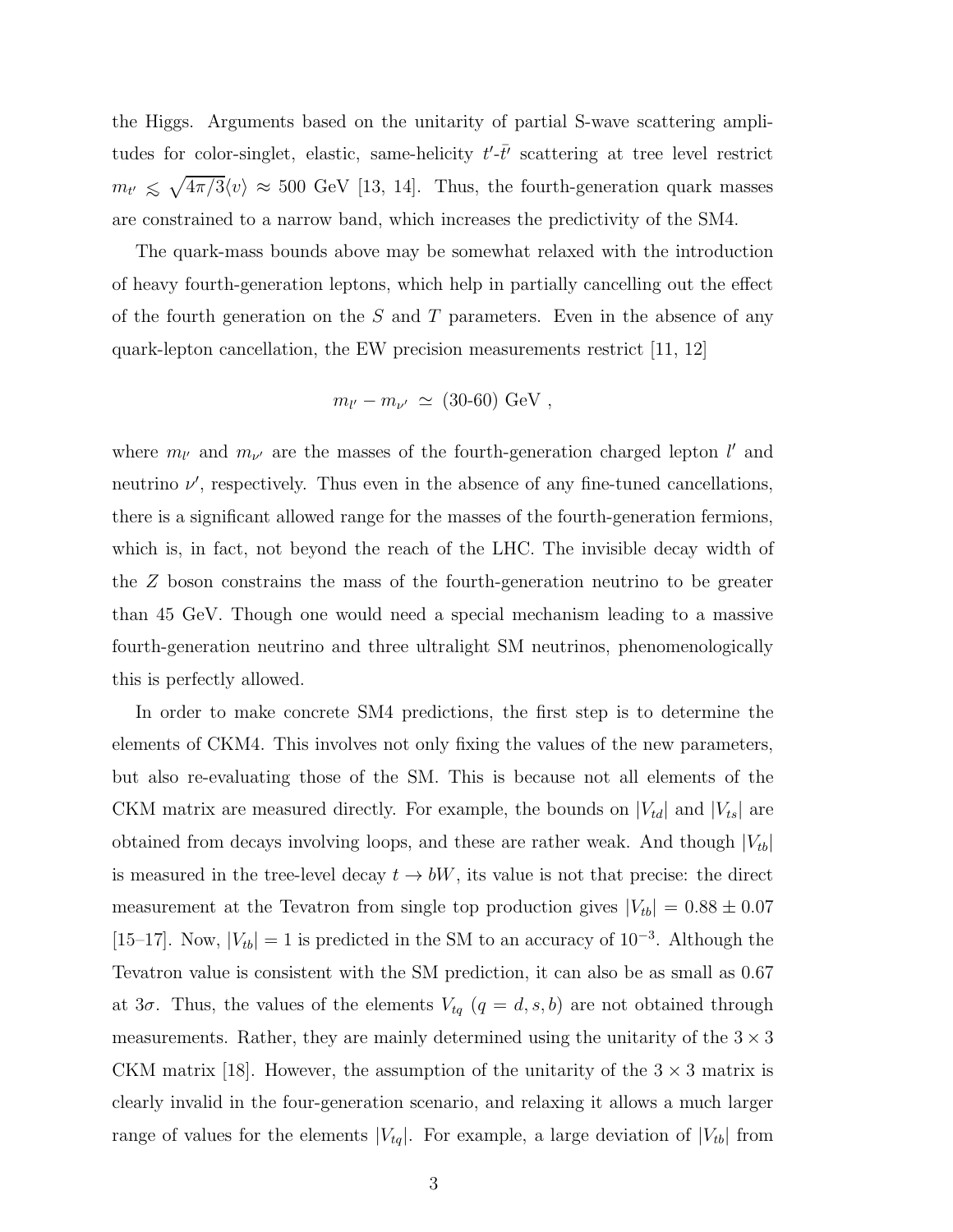the Higgs. Arguments based on the unitarity of partial S-wave scattering amplitudes for color-singlet, elastic, same-helicity $t'$-$\bar{t}'$ scattering at tree level restrict $m_{t'} \lesssim \sqrt{4\pi/3}\langle v \rangle \approx 500$ GeV [13, 14]. Thus, the fourth-generation quark masses are constrained to a narrow band, which increases the predictivity of the SM4.

The quark-mass bounds above may be somewhat relaxed with the introduction of heavy fourth-generation leptons, which help in partially cancelling out the effect of the fourth generation on the $S$ and $T$ parameters. Even in the absence of any quark-lepton cancellation, the EW precision measurements restrict [11, 12]

$$m_{l'} - m_{\nu'} \simeq \text{(30-60) GeV} ,$$

where $m_{l'}$ and $m_{\nu'}$ are the masses of the fourth-generation charged lepton $l'$ and neutrino $\nu'$, respectively. Thus even in the absence of any fine-tuned cancellations, there is a significant allowed range for the masses of the fourth-generation fermions, which is, in fact, not beyond the reach of the LHC. The invisible decay width of the $Z$ boson constrains the mass of the fourth-generation neutrino to be greater than 45 GeV. Though one would need a special mechanism leading to a massive fourth-generation neutrino and three ultralight SM neutrinos, phenomenologically this is perfectly allowed.

In order to make concrete SM4 predictions, the first step is to determine the elements of CKM4. This involves not only fixing the values of the new parameters, but also re-evaluating those of the SM. This is because not all elements of the CKM matrix are measured directly. For example, the bounds on $|V_{td}|$ and $|V_{ts}|$ are obtained from decays involving loops, and these are rather weak. And though $|V_{tb}|$ is measured in the tree-level decay $t \to bW$, its value is not that precise: the direct measurement at the Tevatron from single top production gives $|V_{tb}| = 0.88 \pm 0.07$ [15–17]. Now, $|V_{tb}| = 1$ is predicted in the SM to an accuracy of $10^{-3}$. Although the Tevatron value is consistent with the SM prediction, it can also be as small as 0.67 at $3\sigma$. Thus, the values of the elements $V_{tq}$ ($q = d, s, b$) are not obtained through measurements. Rather, they are mainly determined using the unitarity of the $3 \times 3$ CKM matrix [18]. However, the assumption of the unitarity of the $3 \times 3$ matrix is clearly invalid in the four-generation scenario, and relaxing it allows a much larger range of values for the elements $|V_{tq}|$. For example, a large deviation of $|V_{tb}|$ from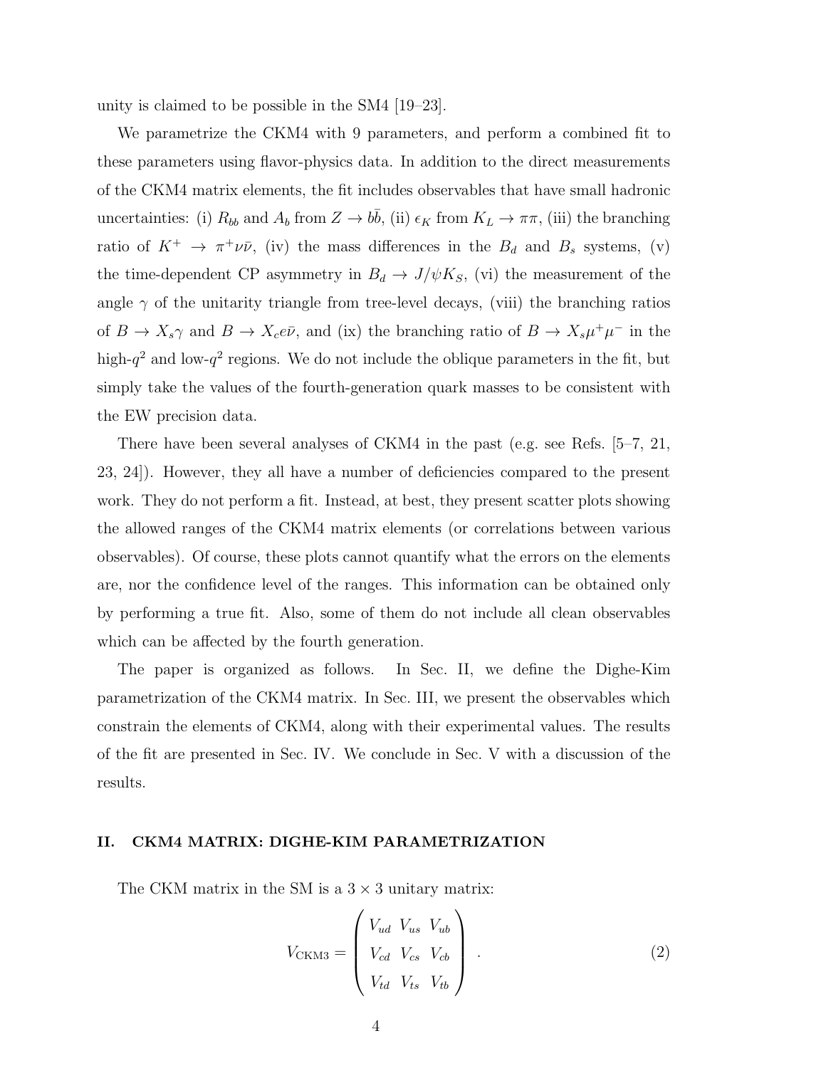unity is claimed to be possible in the SM4 [19–23].

We parametrize the CKM4 with 9 parameters, and perform a combined fit to these parameters using flavor-physics data. In addition to the direct measurements of the CKM4 matrix elements, the fit includes observables that have small hadronic uncertainties: (i) $R_{bb}$ and $A_b$ from $Z \to b\bar{b}$, (ii) $\epsilon_K$ from $K_L \to \pi\pi$, (iii) the branching ratio of $K^+ \to \pi^+ \nu\bar{\nu}$, (iv) the mass differences in the $B_d$ and $B_s$ systems, (v) the time-dependent CP asymmetry in $B_d \to J/\psi K_S$, (vi) the measurement of the angle $\gamma$ of the unitarity triangle from tree-level decays, (viii) the branching ratios of $B \to X_s\gamma$ and $B \to X_c e\bar{\nu}$, and (ix) the branching ratio of $B \to X_s\mu^+\mu^-$ in the high-$q^2$ and low-$q^2$ regions. We do not include the oblique parameters in the fit, but simply take the values of the fourth-generation quark masses to be consistent with the EW precision data.

There have been several analyses of CKM4 in the past (e.g. see Refs. [5–7, 21, 23, 24]). However, they all have a number of deficiencies compared to the present work. They do not perform a fit. Instead, at best, they present scatter plots showing the allowed ranges of the CKM4 matrix elements (or correlations between various observables). Of course, these plots cannot quantify what the errors on the elements are, nor the confidence level of the ranges. This information can be obtained only by performing a true fit. Also, some of them do not include all clean observables which can be affected by the fourth generation.

The paper is organized as follows. In Sec. II, we define the Dighe-Kim parametrization of the CKM4 matrix. In Sec. III, we present the observables which constrain the elements of CKM4, along with their experimental values. The results of the fit are presented in Sec. IV. We conclude in Sec. V with a discussion of the results.

## II. CKM4 MATRIX: DIGHE-KIM PARAMETRIZATION

The CKM matrix in the SM is a $3 \times 3$ unitary matrix:

$$V_{\rm CKM3} = \begin{pmatrix} V_{ud} & V_{us} & V_{ub} \\ V_{cd} & V_{cs} & V_{cb} \\ V_{td} & V_{ts} & V_{tb} \end{pmatrix} . \tag{2}$$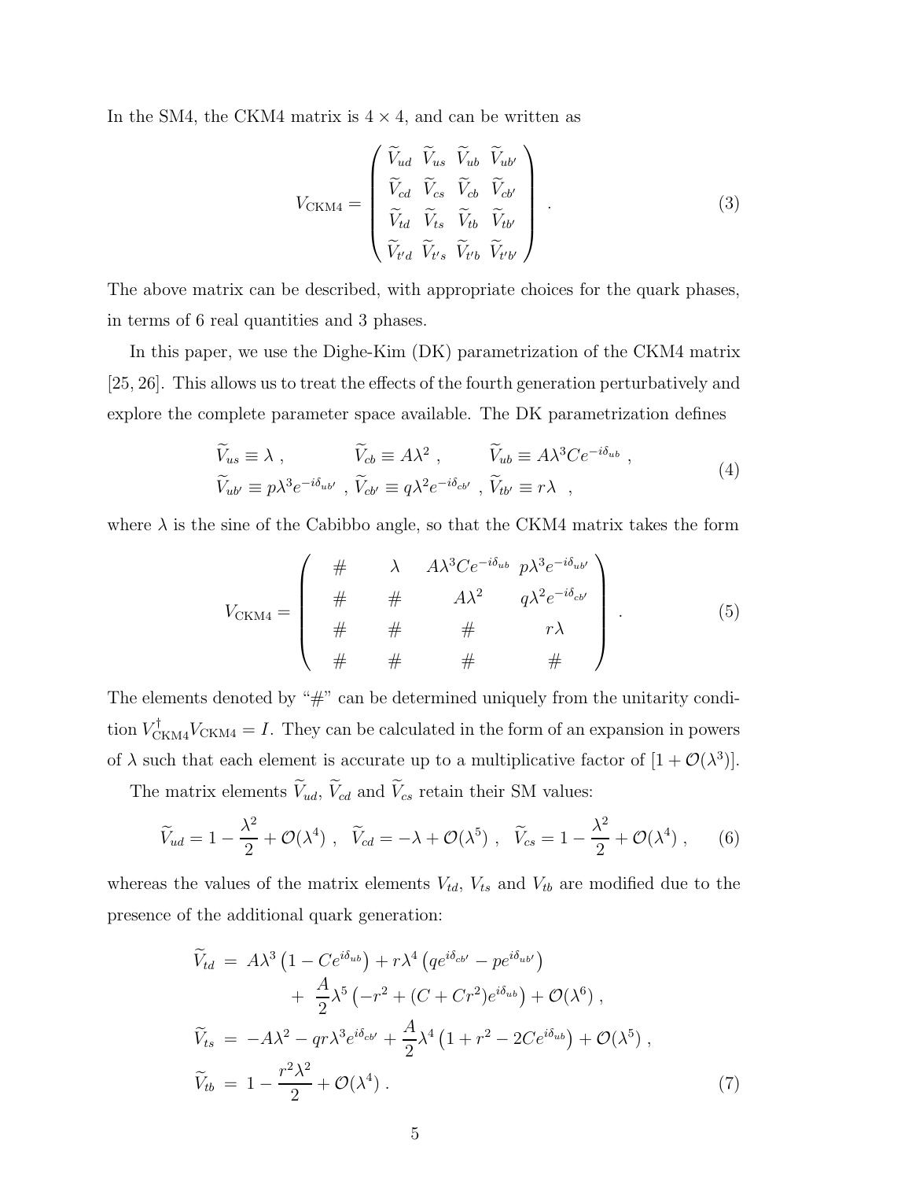In the SM4, the CKM4 matrix is $4 \times 4$, and can be written as

$$
V_{\rm CKM4} = \begin{pmatrix} \widetilde{V}_{ud} & \widetilde{V}_{us} & \widetilde{V}_{ub} & \widetilde{V}_{ub'} \\ \widetilde{V}_{cd} & \widetilde{V}_{cs} & \widetilde{V}_{cb} & \widetilde{V}_{cb'} \\ \widetilde{V}_{td} & \widetilde{V}_{ts} & \widetilde{V}_{tb} & \widetilde{V}_{tb'} \\ \widetilde{V}_{t'd} & \widetilde{V}_{t's} & \widetilde{V}_{t'b} & \widetilde{V}_{t'b'} \end{pmatrix} . \tag{3}
$$

The above matrix can be described, with appropriate choices for the quark phases, in terms of 6 real quantities and 3 phases.

In this paper, we use the Dighe-Kim (DK) parametrization of the CKM4 matrix [25, 26]. This allows us to treat the effects of the fourth generation perturbatively and explore the complete parameter space available. The DK parametrization defines

$$
\begin{aligned}
&\widetilde{V}_{us} \equiv \lambda \, , \qquad \widetilde{V}_{cb} \equiv A\lambda^2 \, , \qquad \widetilde{V}_{ub} \equiv A\lambda^3 C e^{-i\delta_{ub}} \, , \\
&\widetilde{V}_{ub'} \equiv p\lambda^3 e^{-i\delta_{ub'}} \, , \, \widetilde{V}_{cb'} \equiv q\lambda^2 e^{-i\delta_{cb'}} \, , \, \widetilde{V}_{tb'} \equiv r\lambda \, ,
\end{aligned} \tag{4}
$$

where $\lambda$ is the sine of the Cabibbo angle, so that the CKM4 matrix takes the form

$$
V_{\rm CKM4} = \begin{pmatrix} \# & \lambda & A\lambda^3 C e^{-i\delta_{ub}} & p\lambda^3 e^{-i\delta_{ub'}} \\ \# & \# & A\lambda^2 & q\lambda^2 e^{-i\delta_{cb'}} \\ \# & \# & \# & r\lambda \\ \# & \# & \# & \# \end{pmatrix} . \tag{5}
$$

The elements denoted by "#" can be determined uniquely from the unitarity condition $V_{\rm CKM4}^\dagger V_{\rm CKM4} = I$. They can be calculated in the form of an expansion in powers of $\lambda$ such that each element is accurate up to a multiplicative factor of $[1 + \mathcal{O}(\lambda^3)]$.

The matrix elements $\widetilde{V}_{ud}$, $\widetilde{V}_{cd}$ and $\widetilde{V}_{cs}$ retain their SM values:

$$
\widetilde{V}_{ud} = 1 - \frac{\lambda^2}{2} + \mathcal{O}(\lambda^4) \, , \quad \widetilde{V}_{cd} = -\lambda + \mathcal{O}(\lambda^5) \, , \quad \widetilde{V}_{cs} = 1 - \frac{\lambda^2}{2} + \mathcal{O}(\lambda^4) \, , \tag{6}
$$

whereas the values of the matrix elements $V_{td}$, $V_{ts}$ and $V_{tb}$ are modified due to the presence of the additional quark generation:

$$
\begin{aligned}
\widetilde{V}_{td} &= A\lambda^3 \left(1 - C e^{i\delta_{ub}}\right) + r\lambda^4 \left(q e^{i\delta_{cb'}} - p e^{i\delta_{ub'}}\right) \\
&\quad + \frac{A}{2}\lambda^5 \left(-r^2 + (C + C r^2) e^{i\delta_{ub}}\right) + \mathcal{O}(\lambda^6) \, , \\
\widetilde{V}_{ts} &= -A\lambda^2 - q r \lambda^3 e^{i\delta_{cb'}} + \frac{A}{2}\lambda^4 \left(1 + r^2 - 2C e^{i\delta_{ub}}\right) + \mathcal{O}(\lambda^5) \, , \\
\widetilde{V}_{tb} &= 1 - \frac{r^2 \lambda^2}{2} + \mathcal{O}(\lambda^4) \, .
\end{aligned} \tag{7}
$$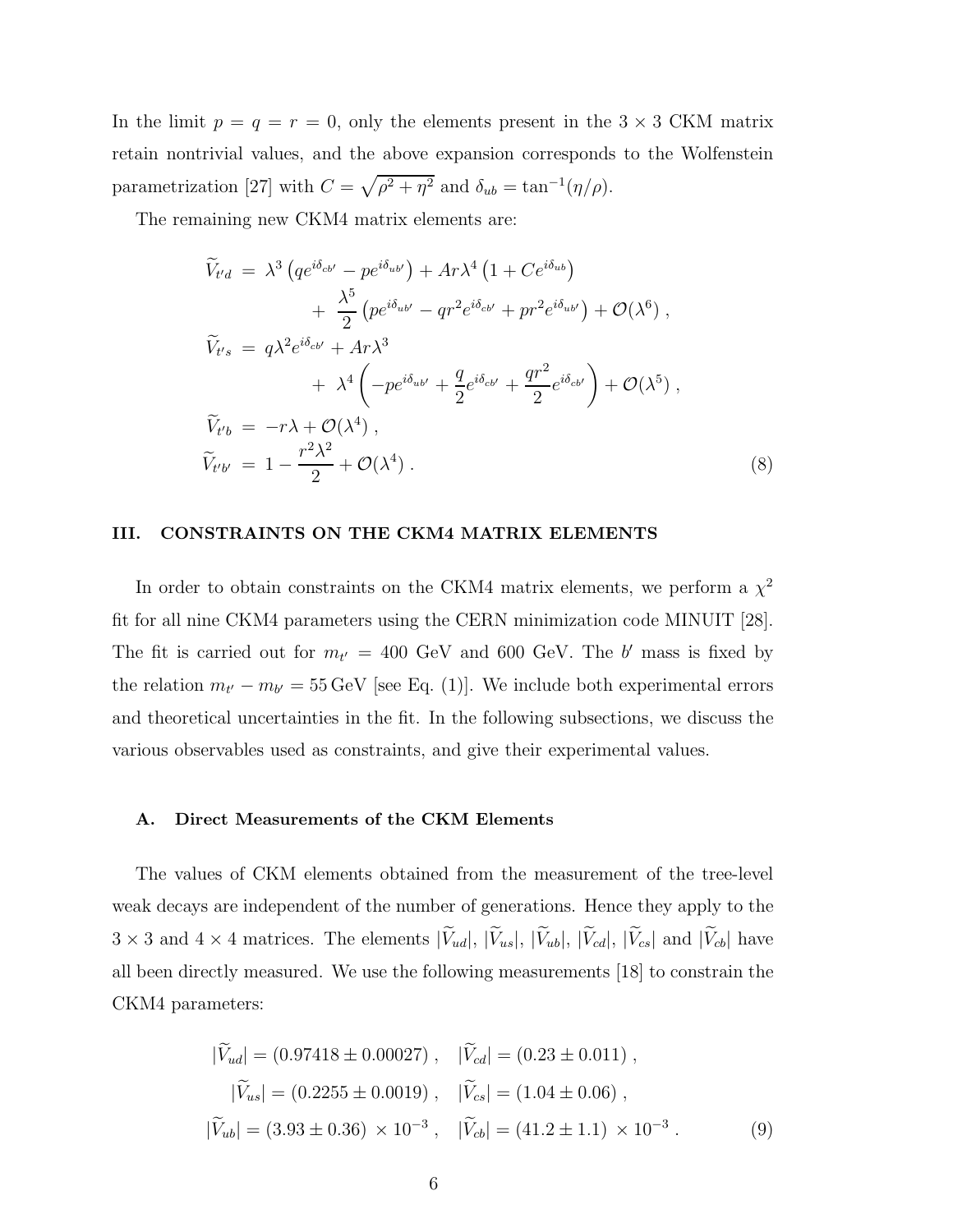In the limit $p = q = r = 0$, only the elements present in the $3 \times 3$ CKM matrix retain nontrivial values, and the above expansion corresponds to the Wolfenstein parametrization [27] with $C = \sqrt{\rho^2 + \eta^2}$ and $\delta_{ub} = \tan^{-1}(\eta/\rho)$.

The remaining new CKM4 matrix elements are:

$$
\begin{aligned}
\widetilde{V}_{t'd} &= \lambda^3 \left( q e^{i\delta_{cb'}} - p e^{i\delta_{ub'}} \right) + A r \lambda^4 \left( 1 + C e^{i\delta_{ub}} \right) \\
&\quad + \frac{\lambda^5}{2} \left( p e^{i\delta_{ub'}} - q r^2 e^{i\delta_{cb'}} + p r^2 e^{i\delta_{ub'}} \right) + \mathcal{O}(\lambda^6) \,, \\
\widetilde{V}_{t's} &= q \lambda^2 e^{i\delta_{cb'}} + A r \lambda^3 \\
&\quad + \lambda^4 \left( -p e^{i\delta_{ub'}} + \frac{q}{2} e^{i\delta_{cb'}} + \frac{q r^2}{2} e^{i\delta_{cb'}} \right) + \mathcal{O}(\lambda^5) \,, \\
\widetilde{V}_{t'b} &= -r\lambda + \mathcal{O}(\lambda^4) \,, \\
\widetilde{V}_{t'b'} &= 1 - \frac{r^2 \lambda^2}{2} + \mathcal{O}(\lambda^4) \,.
\end{aligned} \tag{8}
$$

## III. CONSTRAINTS ON THE CKM4 MATRIX ELEMENTS

In order to obtain constraints on the CKM4 matrix elements, we perform a $\chi^2$ fit for all nine CKM4 parameters using the CERN minimization code MINUIT [28]. The fit is carried out for $m_{t'} = 400$ GeV and 600 GeV. The $b'$ mass is fixed by the relation $m_{t'} - m_{b'} = 55\,\text{GeV}$ [see Eq. (1)]. We include both experimental errors and theoretical uncertainties in the fit. In the following subsections, we discuss the various observables used as constraints, and give their experimental values.

### A. Direct Measurements of the CKM Elements

The values of CKM elements obtained from the measurement of the tree-level weak decays are independent of the number of generations. Hence they apply to the $3 \times 3$ and $4 \times 4$ matrices. The elements $|\widetilde{V}_{ud}|$, $|\widetilde{V}_{us}|$, $|\widetilde{V}_{ub}|$, $|\widetilde{V}_{cd}|$, $|\widetilde{V}_{cs}|$ and $|\widetilde{V}_{cb}|$ have all been directly measured. We use the following measurements [18] to constrain the CKM4 parameters:

$$
\begin{aligned}
|\widetilde{V}_{ud}| &= (0.97418 \pm 0.00027) \,, \quad |\widetilde{V}_{cd}| = (0.23 \pm 0.011) \,, \\
|\widetilde{V}_{us}| &= (0.2255 \pm 0.0019) \,, \quad |\widetilde{V}_{cs}| = (1.04 \pm 0.06) \,, \\
|\widetilde{V}_{ub}| &= (3.93 \pm 0.36) \times 10^{-3} \,, \quad |\widetilde{V}_{cb}| = (41.2 \pm 1.1) \times 10^{-3} \,.
\end{aligned} \tag{9}
$$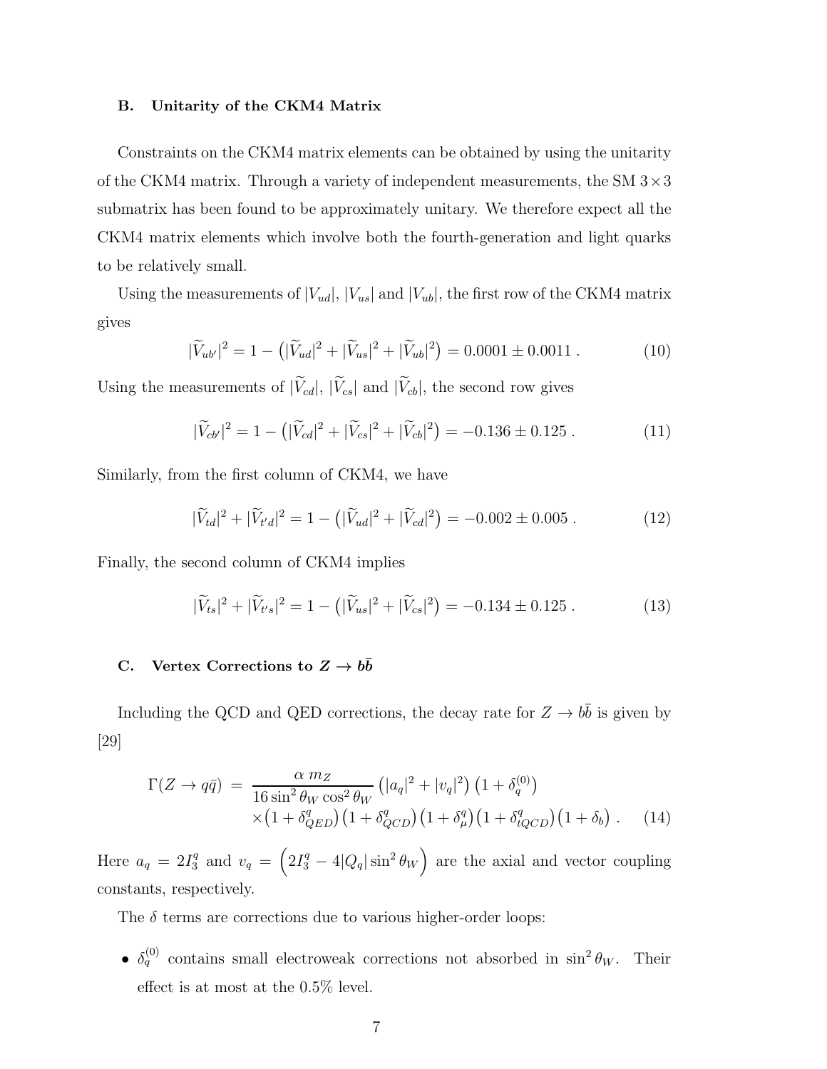### B. Unitarity of the CKM4 Matrix

Constraints on the CKM4 matrix elements can be obtained by using the unitarity of the CKM4 matrix. Through a variety of independent measurements, the SM $3\times 3$ submatrix has been found to be approximately unitary. We therefore expect all the CKM4 matrix elements which involve both the fourth-generation and light quarks to be relatively small.

Using the measurements of $|V_{ud}|$, $|V_{us}|$ and $|V_{ub}|$, the first row of the CKM4 matrix gives

$$|\widetilde{V}_{ub'}|^2 = 1 - \left(|\widetilde{V}_{ud}|^2 + |\widetilde{V}_{us}|^2 + |\widetilde{V}_{ub}|^2\right) = 0.0001 \pm 0.0011 \ . \tag{10}$$

Using the measurements of $|\widetilde{V}_{cd}|$, $|\widetilde{V}_{cs}|$ and $|\widetilde{V}_{cb}|$, the second row gives

$$|\widetilde{V}_{cb'}|^2 = 1 - \left(|\widetilde{V}_{cd}|^2 + |\widetilde{V}_{cs}|^2 + |\widetilde{V}_{cb}|^2\right) = -0.136 \pm 0.125 \ . \tag{11}$$

Similarly, from the first column of CKM4, we have

$$|\widetilde{V}_{td}|^2 + |\widetilde{V}_{t'd}|^2 = 1 - \left(|\widetilde{V}_{ud}|^2 + |\widetilde{V}_{cd}|^2\right) = -0.002 \pm 0.005 \ . \tag{12}$$

Finally, the second column of CKM4 implies

$$|\widetilde{V}_{ts}|^2 + |\widetilde{V}_{t's}|^2 = 1 - \left(|\widetilde{V}_{us}|^2 + |\widetilde{V}_{cs}|^2\right) = -0.134 \pm 0.125 \ . \tag{13}$$

### C. Vertex Corrections to $Z \to b\bar{b}$

Including the QCD and QED corrections, the decay rate for $Z \to b\bar{b}$ is given by [29]

$$\begin{aligned}\Gamma(Z \to q\bar{q}) \ &= \ \frac{\alpha \, m_Z}{16 \sin^2\theta_W \cos^2\theta_W} \left(|a_q|^2 + |v_q|^2\right)\left(1 + \delta_q^{(0)}\right) \\ &\quad \times \left(1 + \delta_{QED}^q\right)\left(1 + \delta_{QCD}^q\right)\left(1 + \delta_\mu^q\right)\left(1 + \delta_{tQCD}^q\right)\left(1 + \delta_b\right) \ .\end{aligned} \tag{14}$$

Here $a_q = 2I_3^q$ and $v_q = \left(2I_3^q - 4|Q_q|\sin^2\theta_W\right)$ are the axial and vector coupling constants, respectively.

The $\delta$ terms are corrections due to various higher-order loops:

- $\delta_q^{(0)}$ contains small electroweak corrections not absorbed in $\sin^2\theta_W$. Their effect is at most at the 0.5% level.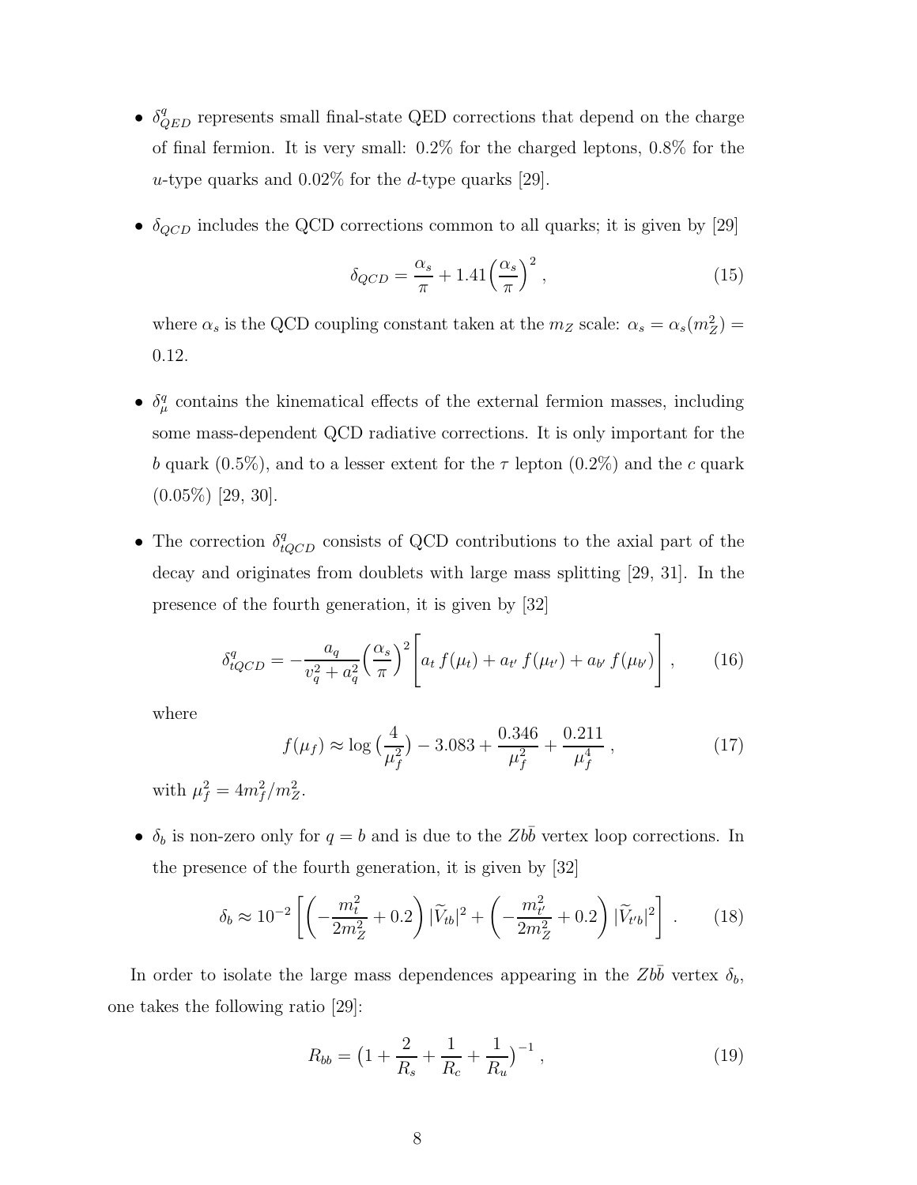- $\delta^q_{QED}$ represents small final-state QED corrections that depend on the charge of final fermion. It is very small: 0.2% for the charged leptons, 0.8% for the $u$-type quarks and 0.02% for the $d$-type quarks [29].

- $\delta_{QCD}$ includes the QCD corrections common to all quarks; it is given by [29]

$$\delta_{QCD} = \frac{\alpha_s}{\pi} + 1.41\Big(\frac{\alpha_s}{\pi}\Big)^2 \,, \tag{15}$$

  where $\alpha_s$ is the QCD coupling constant taken at the $m_Z$ scale: $\alpha_s = \alpha_s(m_Z^2) = 0.12$.

- $\delta^q_\mu$ contains the kinematical effects of the external fermion masses, including some mass-dependent QCD radiative corrections. It is only important for the $b$ quark (0.5%), and to a lesser extent for the $\tau$ lepton (0.2%) and the $c$ quark (0.05%) [29, 30].

- The correction $\delta^q_{tQCD}$ consists of QCD contributions to the axial part of the decay and originates from doublets with large mass splitting [29, 31]. In the presence of the fourth generation, it is given by [32]

$$\delta^q_{tQCD} = -\frac{a_q}{v_q^2 + a_q^2}\Big(\frac{\alpha_s}{\pi}\Big)^2 \Bigg[a_t\, f(\mu_t) + a_{t'}\, f(\mu_{t'}) + a_{b'}\, f(\mu_{b'})\Bigg] \,, \tag{16}$$

  where

$$f(\mu_f) \approx \log\big(\frac{4}{\mu_f^2}\big) - 3.083 + \frac{0.346}{\mu_f^2} + \frac{0.211}{\mu_f^4} \,, \tag{17}$$

  with $\mu_f^2 = 4m_f^2/m_Z^2$.

- $\delta_b$ is non-zero only for $q = b$ and is due to the $Zb\bar{b}$ vertex loop corrections. In the presence of the fourth generation, it is given by [32]

$$\delta_b \approx 10^{-2}\left[\left(-\frac{m_t^2}{2m_Z^2} + 0.2\right)|\widetilde{V}_{tb}|^2 + \left(-\frac{m_{t'}^2}{2m_Z^2} + 0.2\right)|\widetilde{V}_{t'b}|^2\right] \,. \tag{18}$$

In order to isolate the large mass dependences appearing in the $Zb\bar{b}$ vertex $\delta_b$, one takes the following ratio [29]:

$$R_{bb} = \big(1 + \frac{2}{R_s} + \frac{1}{R_c} + \frac{1}{R_u}\big)^{-1} \,, \tag{19}$$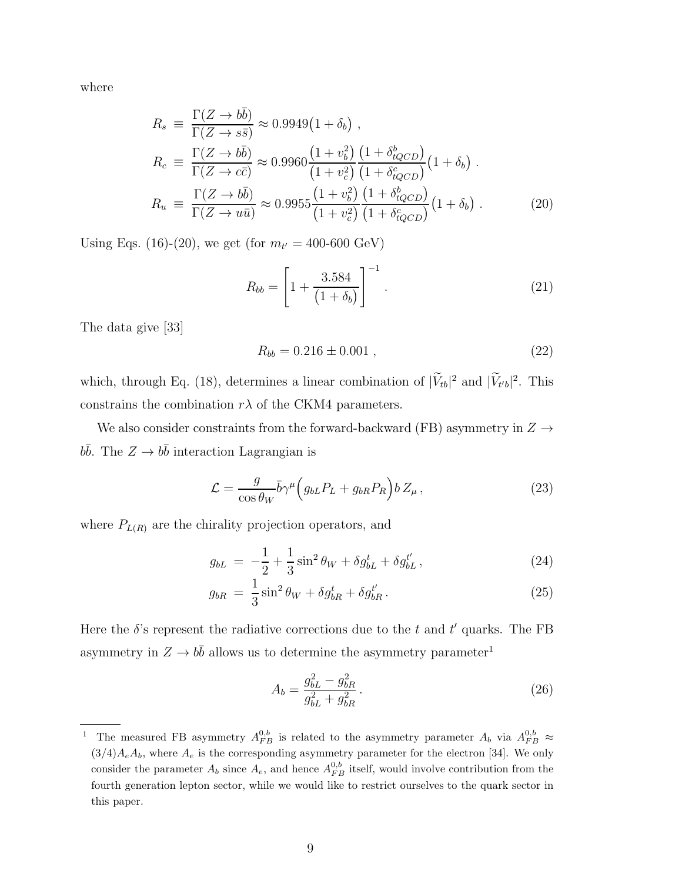where

$$
\begin{aligned}
R_s &\equiv \frac{\Gamma(Z \to b\bar{b})}{\Gamma(Z \to s\bar{s})} \approx 0.9949\big(1+\delta_b\big) \ , \\
R_c &\equiv \frac{\Gamma(Z \to b\bar{b})}{\Gamma(Z \to c\bar{c})} \approx 0.9960 \frac{\big(1+v_b^2\big)}{\big(1+v_c^2\big)} \frac{\big(1+\delta^b_{tQCD}\big)}{\big(1+\delta^c_{tQCD}\big)} \big(1+\delta_b\big) \ . \\
R_u &\equiv \frac{\Gamma(Z \to b\bar{b})}{\Gamma(Z \to u\bar{u})} \approx 0.9955 \frac{\big(1+v_b^2\big)}{\big(1+v_c^2\big)} \frac{\big(1+\delta^b_{tQCD}\big)}{\big(1+\delta^c_{tQCD}\big)} \big(1+\delta_b\big) \ .
\end{aligned}
\tag{20}
$$

Using Eqs. (16)-(20), we get (for $m_{t'}$ = 400-600 GeV)

$$
R_{bb} = \left[ 1 + \frac{3.584}{\big(1+\delta_b\big)} \right]^{-1} . \tag{21}
$$

The data give [33]

$$
R_{bb} = 0.216 \pm 0.001 \ , \tag{22}
$$

which, through Eq. (18), determines a linear combination of $|\widetilde{V}_{tb}|^2$ and $|\widetilde{V}_{t'b}|^2$. This constrains the combination $r\lambda$ of the CKM4 parameters.

We also consider constraints from the forward-backward (FB) asymmetry in $Z \to b\bar{b}$. The $Z \to b\bar{b}$ interaction Lagrangian is

$$
\mathcal{L} = \frac{g}{\cos\theta_W} \bar{b}\gamma^\mu \Big( g_{bL} P_L + g_{bR} P_R \Big) b \, Z_\mu \,, \tag{23}
$$

where $P_{L(R)}$ are the chirality projection operators, and

$$
g_{bL} = -\frac{1}{2} + \frac{1}{3}\sin^2\theta_W + \delta g^t_{bL} + \delta g^{t'}_{bL} \,, \tag{24}
$$

$$
g_{bR} = \frac{1}{3}\sin^2\theta_W + \delta g^t_{bR} + \delta g^{t'}_{bR} \,. \tag{25}
$$

Here the $\delta$'s represent the radiative corrections due to the $t$ and $t'$ quarks. The FB asymmetry in $Z \to b\bar{b}$ allows us to determine the asymmetry parameter[1]

$$
A_b = \frac{g_{bL}^2 - g_{bR}^2}{g_{bL}^2 + g_{bR}^2} \,. \tag{26}
$$

---

[1] The measured FB asymmetry $A^{0,b}_{FB}$ is related to the asymmetry parameter $A_b$ via $A^{0,b}_{FB} \approx (3/4) A_e A_b$, where $A_e$ is the corresponding asymmetry parameter for the electron [34]. We only consider the parameter $A_b$ since $A_e$, and hence $A^{0,b}_{FB}$ itself, would involve contribution from the fourth generation lepton sector, while we would like to restrict ourselves to the quark sector in this paper.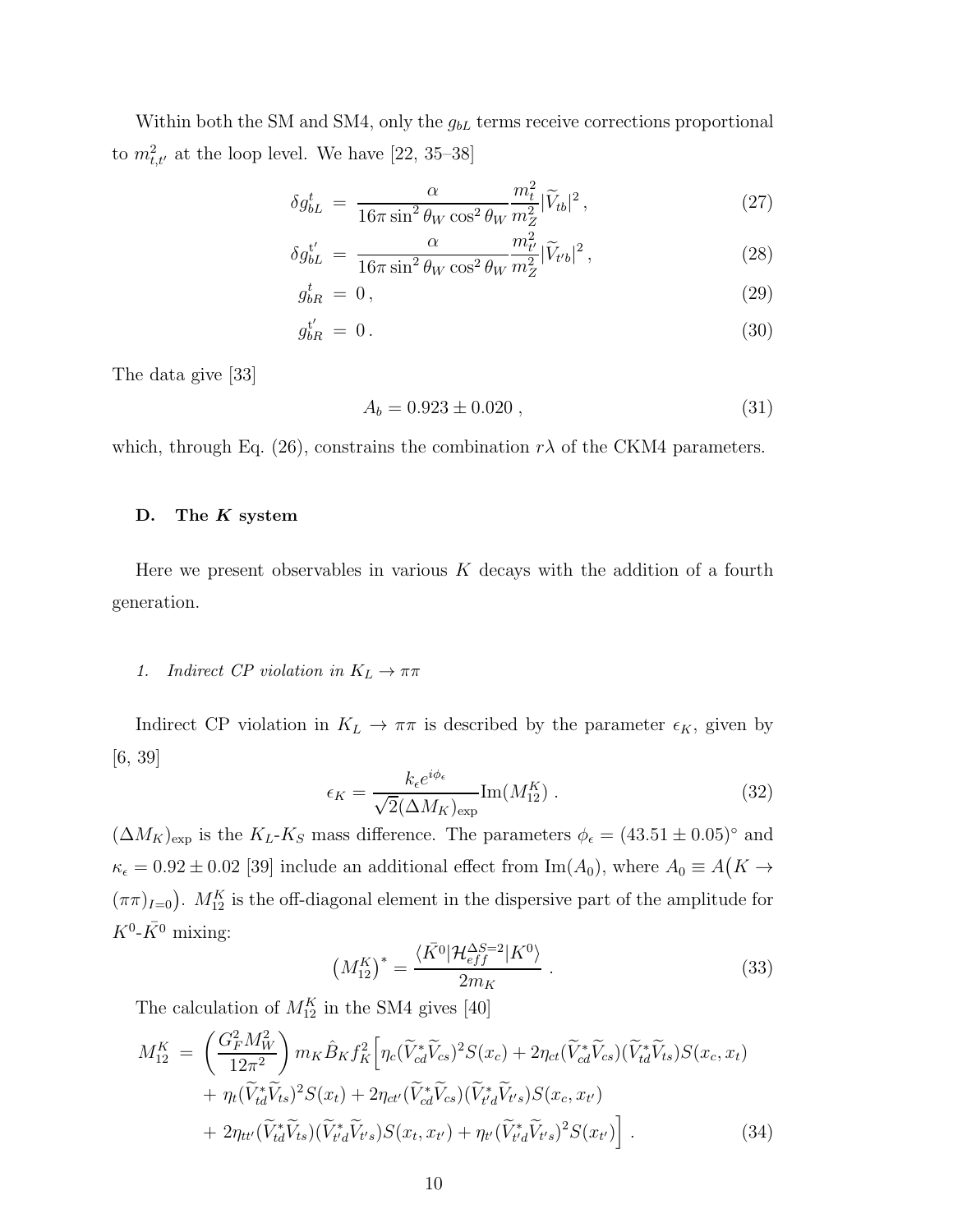Within both the SM and SM4, only the $g_{bL}$ terms receive corrections proportional to $m^2_{t,t'}$ at the loop level. We have [22, 35–38]

$$
\begin{aligned}
\delta g^t_{bL} &= \frac{\alpha}{16\pi \sin^2\theta_W \cos^2\theta_W} \frac{m_t^2}{m_Z^2} |\widetilde{V}_{tb}|^2 \,, && (27) \\
\delta g^{t'}_{bL} &= \frac{\alpha}{16\pi \sin^2\theta_W \cos^2\theta_W} \frac{m_{t'}^2}{m_Z^2} |\widetilde{V}_{t'b}|^2 \,, && (28) \\
g^t_{bR} &= 0 \,, && (29) \\
g^{t'}_{bR} &= 0 \,. && (30)
\end{aligned}
$$

The data give [33]

$$
A_b = 0.923 \pm 0.020 \,, \tag{31}
$$

which, through Eq. (26), constrains the combination $r\lambda$ of the CKM4 parameters.

### D. The $K$ system

Here we present observables in various $K$ decays with the addition of a fourth generation.

#### 1. Indirect CP violation in $K_L \to \pi\pi$

Indirect CP violation in $K_L \to \pi\pi$ is described by the parameter $\epsilon_K$, given by [6, 39]

$$
\epsilon_K = \frac{k_\epsilon e^{i\phi_\epsilon}}{\sqrt{2}(\Delta M_K)_{\rm exp}} {\rm Im}(M_{12}^K) \,. \tag{32}
$$

$(\Delta M_K)_{\rm exp}$ is the $K_L$-$K_S$ mass difference. The parameters $\phi_\epsilon = (43.51 \pm 0.05)^\circ$ and $\kappa_\epsilon = 0.92 \pm 0.02$ [39] include an additional effect from ${\rm Im}(A_0)$, where $A_0 \equiv A\big(K \to (\pi\pi)_{I=0}\big)$. $M_{12}^K$ is the off-diagonal element in the dispersive part of the amplitude for $K^0$-$\bar{K^0}$ mixing:

$$
\big(M_{12}^K\big)^* = \frac{\langle \bar{K^0} | \mathcal{H}_{eff}^{\Delta S=2} | K^0 \rangle}{2 m_K} \,. \tag{33}
$$

The calculation of $M_{12}^K$ in the SM4 gives [40]

$$
\begin{aligned}
M_{12}^K = &\left(\frac{G_F^2 M_W^2}{12\pi^2}\right) m_K \hat{B}_K f_K^2 \Big[ \eta_c (\widetilde{V}_{cd}^* \widetilde{V}_{cs})^2 S(x_c) + 2\eta_{ct} (\widetilde{V}_{cd}^* \widetilde{V}_{cs})(\widetilde{V}_{td}^* \widetilde{V}_{ts}) S(x_c, x_t) \\
&+ \eta_t (\widetilde{V}_{td}^* \widetilde{V}_{ts})^2 S(x_t) + 2\eta_{ct'} (\widetilde{V}_{cd}^* \widetilde{V}_{cs})(\widetilde{V}_{t'd}^* \widetilde{V}_{t's}) S(x_c, x_{t'}) \\
&+ 2\eta_{tt'} (\widetilde{V}_{td}^* \widetilde{V}_{ts})(\widetilde{V}_{t'd}^* \widetilde{V}_{t's}) S(x_t, x_{t'}) + \eta_{t'} (\widetilde{V}_{t'd}^* \widetilde{V}_{t's})^2 S(x_{t'}) \Big] \,.
\end{aligned} \tag{34}
$$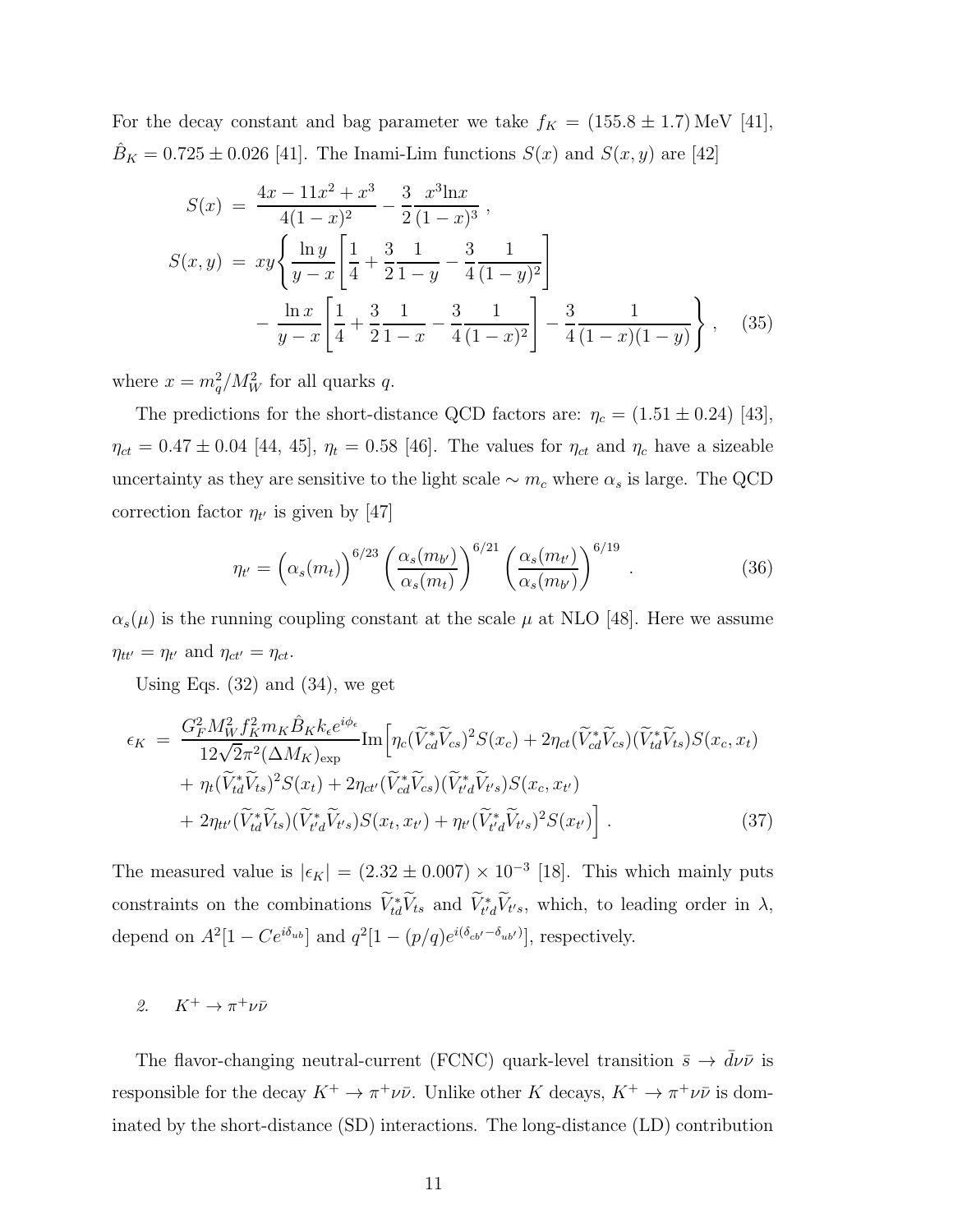For the decay constant and bag parameter we take $f_K = (155.8 \pm 1.7)$ MeV [41], $\hat{B}_K = 0.725 \pm 0.026$ [41]. The Inami-Lim functions $S(x)$ and $S(x, y)$ are [42]

$$
\begin{aligned}
S(x) &= \frac{4x - 11x^2 + x^3}{4(1-x)^2} - \frac{3}{2}\frac{x^3 \ln x}{(1-x)^3} \,, \\
S(x,y) &= xy \Bigg\{ \frac{\ln y}{y-x}\left[\frac{1}{4} + \frac{3}{2}\frac{1}{1-y} - \frac{3}{4}\frac{1}{(1-y)^2}\right] \\
&\quad - \frac{\ln x}{y-x}\left[\frac{1}{4} + \frac{3}{2}\frac{1}{1-x} - \frac{3}{4}\frac{1}{(1-x)^2}\right] - \frac{3}{4}\frac{1}{(1-x)(1-y)} \Bigg\} \,, \qquad (35)
\end{aligned}
$$

where $x = m_q^2/M_W^2$ for all quarks $q$.

The predictions for the short-distance QCD factors are: $\eta_c = (1.51 \pm 0.24)$ [43], $\eta_{ct} = 0.47 \pm 0.04$ [44, 45], $\eta_t = 0.58$ [46]. The values for $\eta_{ct}$ and $\eta_c$ have a sizeable uncertainty as they are sensitive to the light scale $\sim m_c$ where $\alpha_s$ is large. The QCD correction factor $\eta_{t'}$ is given by [47]

$$
\eta_{t'} = \Big(\alpha_s(m_t)\Big)^{6/23} \left(\frac{\alpha_s(m_{b'})}{\alpha_s(m_t)}\right)^{6/21} \left(\frac{\alpha_s(m_{t'})}{\alpha_s(m_{b'})}\right)^{6/19} . \qquad (36)
$$

$\alpha_s(\mu)$ is the running coupling constant at the scale $\mu$ at NLO [48]. Here we assume $\eta_{tt'} = \eta_{t'}$ and $\eta_{ct'} = \eta_{ct}$.

Using Eqs. (32) and (34), we get

$$
\begin{aligned}
\epsilon_K &= \frac{G_F^2 M_W^2 f_K^2 m_K \hat{B}_K k_\epsilon e^{i\phi_\epsilon}}{12\sqrt{2}\pi^2 (\Delta M_K)_{\rm exp}} {\rm Im}\Big[\eta_c (\widetilde{V}_{cd}^* \widetilde{V}_{cs})^2 S(x_c) + 2\eta_{ct} (\widetilde{V}_{cd}^* \widetilde{V}_{cs})(\widetilde{V}_{td}^* \widetilde{V}_{ts}) S(x_c, x_t) \\
&\quad + \eta_t (\widetilde{V}_{td}^* \widetilde{V}_{ts})^2 S(x_t) + 2\eta_{ct'} (\widetilde{V}_{cd}^* \widetilde{V}_{cs})(\widetilde{V}_{t'd}^* \widetilde{V}_{t's}) S(x_c, x_{t'}) \\
&\quad + 2\eta_{tt'} (\widetilde{V}_{td}^* \widetilde{V}_{ts})(\widetilde{V}_{t'd}^* \widetilde{V}_{t's}) S(x_t, x_{t'}) + \eta_{t'} (\widetilde{V}_{t'd}^* \widetilde{V}_{t's})^2 S(x_{t'})\Big] \,. \qquad (37)
\end{aligned}
$$

The measured value is $|\epsilon_K| = (2.32 \pm 0.007) \times 10^{-3}$ [18]. This which mainly puts constraints on the combinations $\widetilde{V}_{td}^* \widetilde{V}_{ts}$ and $\widetilde{V}_{t'd}^* \widetilde{V}_{t's}$, which, to leading order in $\lambda$, depend on $A^2[1 - Ce^{i\delta_{ub}}]$ and $q^2[1 - (p/q)e^{i(\delta_{cb'} - \delta_{ub'})}]$, respectively.

### 2. $K^+ \to \pi^+ \nu\bar{\nu}$

The flavor-changing neutral-current (FCNC) quark-level transition $\bar{s} \to \bar{d}\nu\bar{\nu}$ is responsible for the decay $K^+ \to \pi^+\nu\bar{\nu}$. Unlike other $K$ decays, $K^+ \to \pi^+\nu\bar{\nu}$ is dominated by the short-distance (SD) interactions. The long-distance (LD) contribution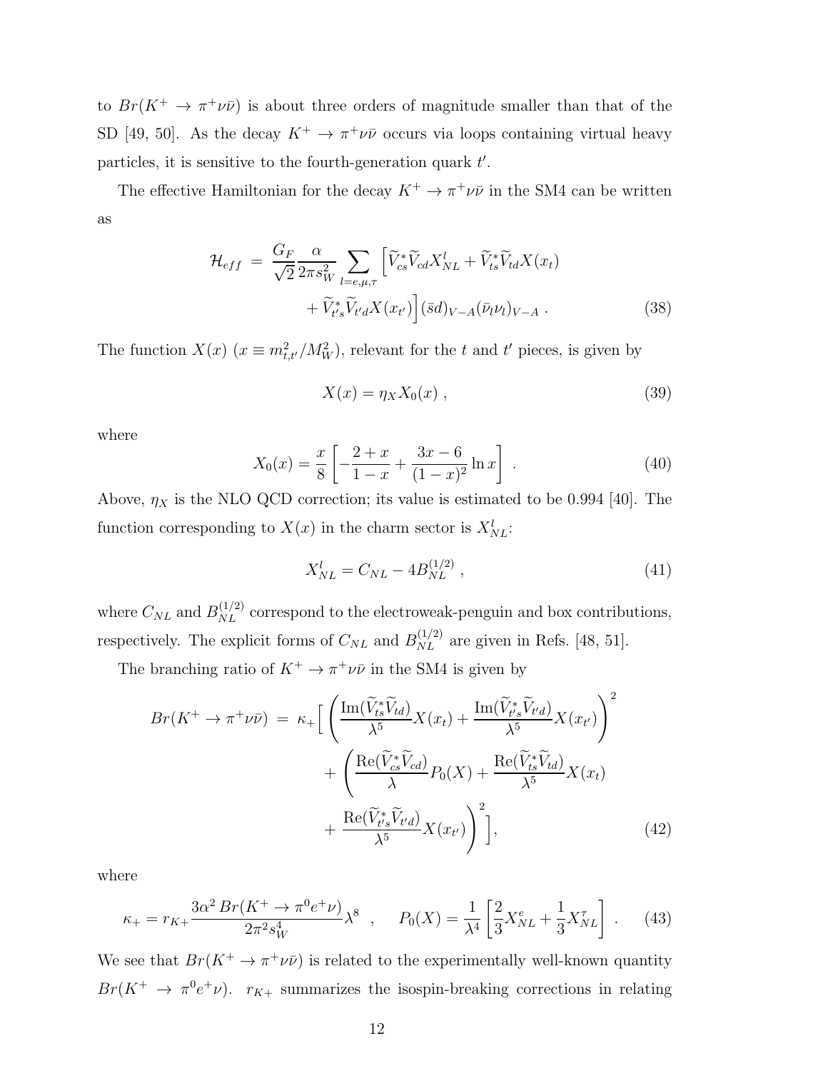to $Br(K^+ \to \pi^+ \nu\bar{\nu})$ is about three orders of magnitude smaller than that of the SD [49, 50]. As the decay $K^+ \to \pi^+ \nu\bar{\nu}$ occurs via loops containing virtual heavy particles, it is sensitive to the fourth-generation quark $t'$.

The effective Hamiltonian for the decay $K^+ \to \pi^+ \nu\bar{\nu}$ in the SM4 can be written as

$$\mathcal{H}_{eff} = \frac{G_F}{\sqrt{2}} \frac{\alpha}{2\pi s_W^2} \sum_{l=e,\mu,\tau} \Big[ \widetilde{V}_{cs}^* \widetilde{V}_{cd} X_{NL}^l + \widetilde{V}_{ts}^* \widetilde{V}_{td} X(x_t) + \widetilde{V}_{t's}^* \widetilde{V}_{t'd} X(x_{t'}) \Big] (\bar{s}d)_{V-A} (\bar{\nu}_l \nu_l)_{V-A} \, . \tag{38}$$

The function $X(x)$ ($x \equiv m_{t,t'}^2/M_W^2$), relevant for the $t$ and $t'$ pieces, is given by

$$X(x) = \eta_X X_0(x) \, , \tag{39}$$

where

$$X_0(x) = \frac{x}{8} \left[ -\frac{2+x}{1-x} + \frac{3x-6}{(1-x)^2} \ln x \right] \, . \tag{40}$$

Above, $\eta_X$ is the NLO QCD correction; its value is estimated to be 0.994 [40]. The function corresponding to $X(x)$ in the charm sector is $X_{NL}^l$:

$$X_{NL}^l = C_{NL} - 4B_{NL}^{(1/2)} \, , \tag{41}$$

where $C_{NL}$ and $B_{NL}^{(1/2)}$ correspond to the electroweak-penguin and box contributions, respectively. The explicit forms of $C_{NL}$ and $B_{NL}^{(1/2)}$ are given in Refs. [48, 51].

The branching ratio of $K^+ \to \pi^+ \nu\bar{\nu}$ in the SM4 is given by

$$Br(K^+ \to \pi^+ \nu\bar{\nu}) = \kappa_+ \Big[ \left( \frac{\mathrm{Im}(\widetilde{V}_{ts}^* \widetilde{V}_{td})}{\lambda^5} X(x_t) + \frac{\mathrm{Im}(\widetilde{V}_{t's}^* \widetilde{V}_{t'd})}{\lambda^5} X(x_{t'}) \right)^2 + \left( \frac{\mathrm{Re}(\widetilde{V}_{cs}^* \widetilde{V}_{cd})}{\lambda} P_0(X) + \frac{\mathrm{Re}(\widetilde{V}_{ts}^* \widetilde{V}_{td})}{\lambda^5} X(x_t) + \frac{\mathrm{Re}(\widetilde{V}_{t's}^* \widetilde{V}_{t'd})}{\lambda^5} X(x_{t'}) \right)^2 \Big], \tag{42}$$

where

$$\kappa_+ = r_{K^+} \frac{3\alpha^2 \, Br(K^+ \to \pi^0 e^+ \nu)}{2\pi^2 s_W^4} \lambda^8 \quad , \qquad P_0(X) = \frac{1}{\lambda^4} \left[ \frac{2}{3} X_{NL}^e + \frac{1}{3} X_{NL}^\tau \right] \, . \tag{43}$$

We see that $Br(K^+ \to \pi^+ \nu\bar{\nu})$ is related to the experimentally well-known quantity $Br(K^+ \to \pi^0 e^+ \nu)$. $r_{K^+}$ summarizes the isospin-breaking corrections in relating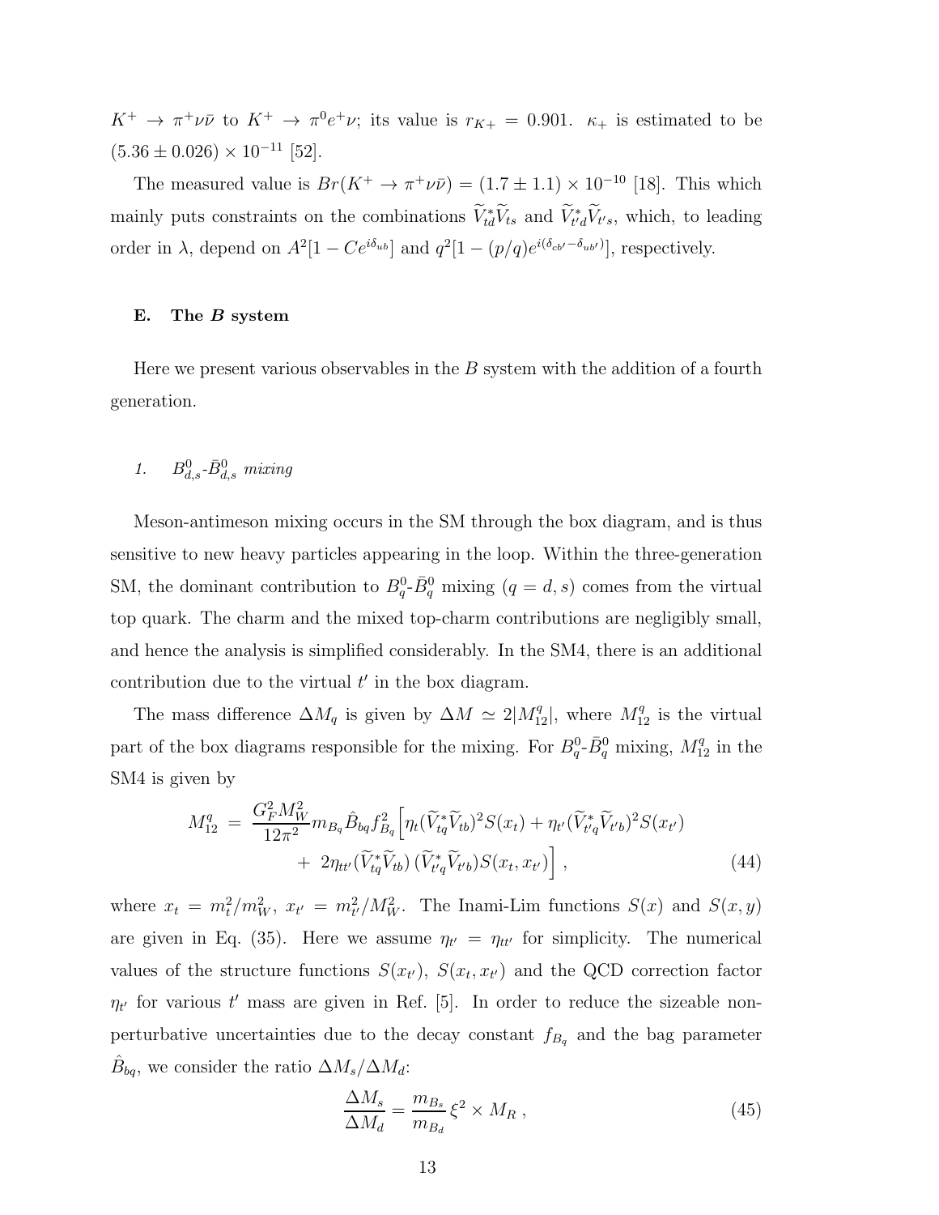$K^+ \to \pi^+ \nu \bar{\nu}$ to $K^+ \to \pi^0 e^+ \nu$; its value is $r_{K+} = 0.901$. $\kappa_+$ is estimated to be $(5.36 \pm 0.026) \times 10^{-11}$ [52].

The measured value is $Br(K^+ \to \pi^+ \nu \bar{\nu}) = (1.7 \pm 1.1) \times 10^{-10}$ [18]. This which mainly puts constraints on the combinations $\widetilde{V}_{td}^* \widetilde{V}_{ts}$ and $\widetilde{V}_{t'd}^* \widetilde{V}_{t's}$, which, to leading order in $\lambda$, depend on $A^2[1 - Ce^{i\delta_{ub}}]$ and $q^2[1 - (p/q)e^{i(\delta_{cb'} - \delta_{ub'})}]$, respectively.

### E. The $B$ system

Here we present various observables in the $B$ system with the addition of a fourth generation.

#### 1. $B_{d,s}^0$-$\bar{B}_{d,s}^0$ *mixing*

Meson-antimeson mixing occurs in the SM through the box diagram, and is thus sensitive to new heavy particles appearing in the loop. Within the three-generation SM, the dominant contribution to $B_q^0$-$\bar{B}_q^0$ mixing ($q = d, s$) comes from the virtual top quark. The charm and the mixed top-charm contributions are negligibly small, and hence the analysis is simplified considerably. In the SM4, there is an additional contribution due to the virtual $t'$ in the box diagram.

The mass difference $\Delta M_q$ is given by $\Delta M \simeq 2|M_{12}^q|$, where $M_{12}^q$ is the virtual part of the box diagrams responsible for the mixing. For $B_q^0$-$\bar{B}_q^0$ mixing, $M_{12}^q$ in the SM4 is given by

$$
\begin{aligned}
M_{12}^q \;=\; & \frac{G_F^2 M_W^2}{12\pi^2} m_{B_q} \hat{B}_{bq} f_{B_q}^2 \Big[ \eta_t (\widetilde{V}_{tq}^* \widetilde{V}_{tb})^2 S(x_t) + \eta_{t'} (\widetilde{V}_{t'q}^* \widetilde{V}_{t'b})^2 S(x_{t'}) \\
& + \; 2\eta_{tt'} (\widetilde{V}_{tq}^* \widetilde{V}_{tb}) \, (\widetilde{V}_{t'q}^* \widetilde{V}_{t'b}) S(x_t, x_{t'}) \Big] \,, \qquad (44)
\end{aligned}
$$

where $x_t = m_t^2/m_W^2$, $x_{t'} = m_{t'}^2/M_W^2$. The Inami-Lim functions $S(x)$ and $S(x,y)$ are given in Eq. (35). Here we assume $\eta_{t'} = \eta_{tt'}$ for simplicity. The numerical values of the structure functions $S(x_{t'})$, $S(x_t, x_{t'})$ and the QCD correction factor $\eta_{t'}$ for various $t'$ mass are given in Ref. [5]. In order to reduce the sizeable non-perturbative uncertainties due to the decay constant $f_{B_q}$ and the bag parameter $\hat{B}_{bq}$, we consider the ratio $\Delta M_s / \Delta M_d$:

$$
\frac{\Delta M_s}{\Delta M_d} = \frac{m_{B_s}}{m_{B_d}} \, \xi^2 \times M_R \,, \qquad (45)
$$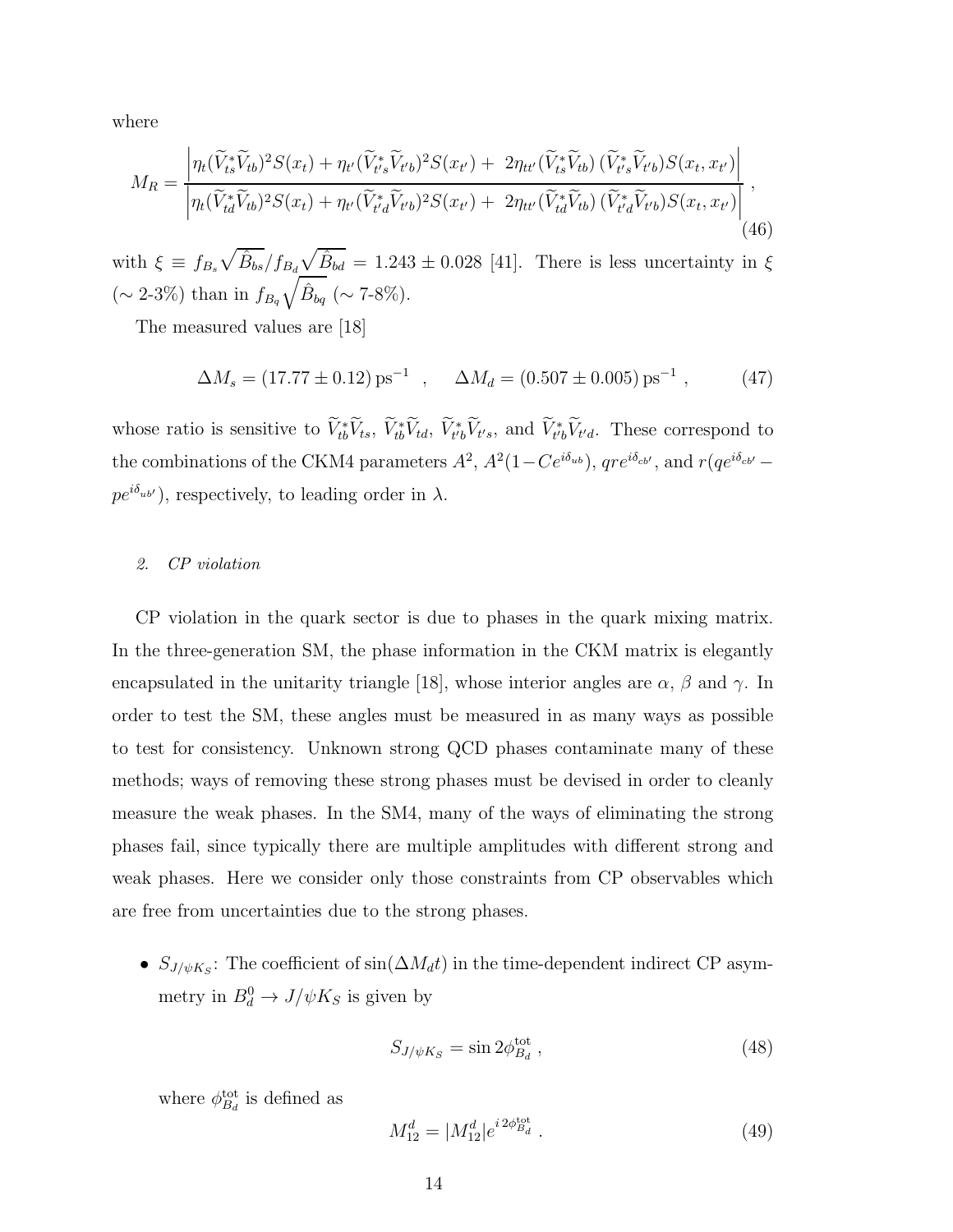where

$$M_R = \frac{\left|\eta_t(\widetilde{V}_{ts}^*\widetilde{V}_{tb})^2 S(x_t) + \eta_{t'}(\widetilde{V}_{t's}^*\widetilde{V}_{t'b})^2 S(x_{t'}) + \; 2\eta_{tt'}(\widetilde{V}_{ts}^*\widetilde{V}_{tb})\,(\widetilde{V}_{t's}^*\widetilde{V}_{t'b}) S(x_t, x_{t'})\right|}{\left|\eta_t(\widetilde{V}_{td}^*\widetilde{V}_{tb})^2 S(x_t) + \eta_{t'}(\widetilde{V}_{t'd}^*\widetilde{V}_{t'b})^2 S(x_{t'}) + \; 2\eta_{tt'}(\widetilde{V}_{td}^*\widetilde{V}_{tb})\,(\widetilde{V}_{t'd}^*\widetilde{V}_{t'b}) S(x_t, x_{t'})\right|} , \tag{46}$$

with $\xi \equiv f_{B_s}\sqrt{\hat{B}_{bs}}/f_{B_d}\sqrt{\hat{B}_{bd}} = 1.243 \pm 0.028$ [41]. There is less uncertainty in $\xi$ ($\sim$ 2-3%) than in $f_{B_q}\sqrt{\hat{B}_{bq}}$ ($\sim$ 7-8%).

The measured values are [18]

$$\Delta M_s = (17.77 \pm 0.12)\,\text{ps}^{-1} \quad , \qquad \Delta M_d = (0.507 \pm 0.005)\,\text{ps}^{-1} \ , \tag{47}$$

whose ratio is sensitive to $\widetilde{V}_{tb}^*\widetilde{V}_{ts}$, $\widetilde{V}_{tb}^*\widetilde{V}_{td}$, $\widetilde{V}_{t'b}^*\widetilde{V}_{t's}$, and $\widetilde{V}_{t'b}^*\widetilde{V}_{t'd}$. These correspond to the combinations of the CKM4 parameters $A^2$, $A^2(1-Ce^{i\delta_{ub}})$, $qre^{i\delta_{cb'}}$, and $r(qe^{i\delta_{cb'}} - pe^{i\delta_{ub'}})$, respectively, to leading order in $\lambda$.

### 2. *CP violation*

CP violation in the quark sector is due to phases in the quark mixing matrix. In the three-generation SM, the phase information in the CKM matrix is elegantly encapsulated in the unitarity triangle [18], whose interior angles are $\alpha$, $\beta$ and $\gamma$. In order to test the SM, these angles must be measured in as many ways as possible to test for consistency. Unknown strong QCD phases contaminate many of these methods; ways of removing these strong phases must be devised in order to cleanly measure the weak phases. In the SM4, many of the ways of eliminating the strong phases fail, since typically there are multiple amplitudes with different strong and weak phases. Here we consider only those constraints from CP observables which are free from uncertainties due to the strong phases.

- $S_{J/\psi K_S}$: The coefficient of $\sin(\Delta M_d t)$ in the time-dependent indirect CP asymmetry in $B_d^0 \to J/\psi K_S$ is given by

$$S_{J/\psi K_S} = \sin 2\phi_{B_d}^{\text{tot}} \ , \tag{48}$$

where $\phi_{B_d}^{\text{tot}}$ is defined as

$$M_{12}^d = |M_{12}^d| e^{i\,2\phi_{B_d}^{\text{tot}}} \ . \tag{49}$$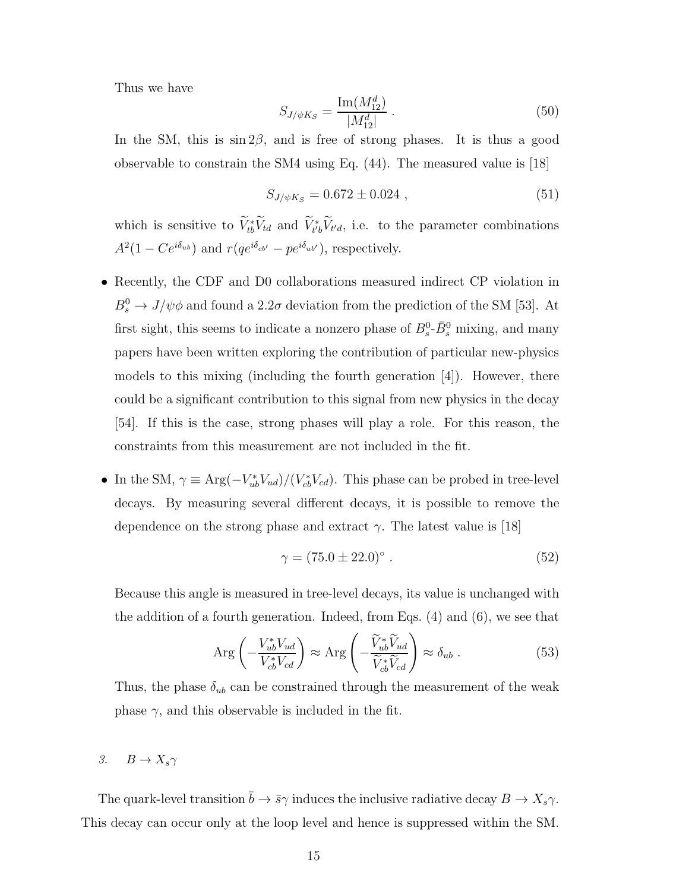Thus we have

$$S_{J/\psi K_S} = \frac{\mathrm{Im}(M_{12}^d)}{|M_{12}^d|} \ . \tag{50}$$

In the SM, this is $\sin 2\beta$, and is free of strong phases. It is thus a good observable to constrain the SM4 using Eq. (44). The measured value is [18]

$$S_{J/\psi K_S} = 0.672 \pm 0.024 \ , \tag{51}$$

which is sensitive to $\widetilde{V}_{tb}^* \widetilde{V}_{td}$ and $\widetilde{V}_{t'b}^* \widetilde{V}_{t'd}$, i.e. to the parameter combinations $A^2(1 - Ce^{i\delta_{ub}})$ and $r(qe^{i\delta_{cb'}} - pe^{i\delta_{ub'}})$, respectively.

- Recently, the CDF and D0 collaborations measured indirect CP violation in $B_s^0 \to J/\psi\phi$ and found a $2.2\sigma$ deviation from the prediction of the SM [53]. At first sight, this seems to indicate a nonzero phase of $B_s^0$-$\bar{B}_s^0$ mixing, and many papers have been written exploring the contribution of particular new-physics models to this mixing (including the fourth generation [4]). However, there could be a significant contribution to this signal from new physics in the decay [54]. If this is the case, strong phases will play a role. For this reason, the constraints from this measurement are not included in the fit.

- In the SM, $\gamma \equiv \mathrm{Arg}(-V_{ub}^* V_{ud})/(V_{cb}^* V_{cd})$. This phase can be probed in tree-level decays. By measuring several different decays, it is possible to remove the dependence on the strong phase and extract $\gamma$. The latest value is [18]

$$\gamma = (75.0 \pm 22.0)^\circ \ . \tag{52}$$

Because this angle is measured in tree-level decays, its value is unchanged with the addition of a fourth generation. Indeed, from Eqs. (4) and (6), we see that

$$\mathrm{Arg}\left(-\frac{V_{ub}^* V_{ud}}{V_{cb}^* V_{cd}}\right) \approx \mathrm{Arg}\left(-\frac{\widetilde{V}_{ub}^* \widetilde{V}_{ud}}{\widetilde{V}_{cb}^* \widetilde{V}_{cd}}\right) \approx \delta_{ub} \ . \tag{53}$$

Thus, the phase $\delta_{ub}$ can be constrained through the measurement of the weak phase $\gamma$, and this observable is included in the fit.

### *3. $B \to X_s \gamma$*

The quark-level transition $\bar{b} \to \bar{s}\gamma$ induces the inclusive radiative decay $B \to X_s\gamma$. This decay can occur only at the loop level and hence is suppressed within the SM.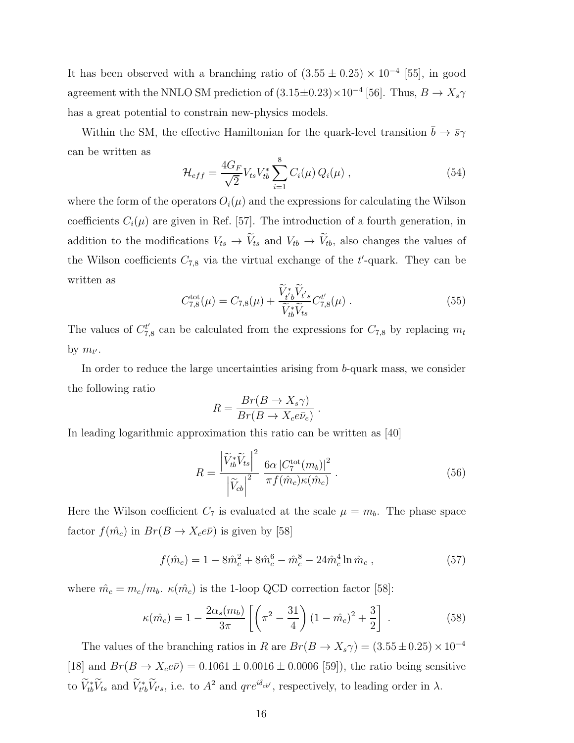It has been observed with a branching ratio of $(3.55 \pm 0.25) \times 10^{-4}$ [55], in good agreement with the NNLO SM prediction of $(3.15\pm0.23)\times10^{-4}$ [56]. Thus, $B \to X_s\gamma$ has a great potential to constrain new-physics models.

Within the SM, the effective Hamiltonian for the quark-level transition $\bar{b} \to \bar{s}\gamma$ can be written as

$$\mathcal{H}_{eff} = \frac{4G_F}{\sqrt{2}} V_{ts} V_{tb}^* \sum_{i=1}^{8} C_i(\mu)\, Q_i(\mu) \, , \tag{54}$$

where the form of the operators $O_i(\mu)$ and the expressions for calculating the Wilson coefficients $C_i(\mu)$ are given in Ref. [57]. The introduction of a fourth generation, in addition to the modifications $V_{ts} \to \widetilde{V}_{ts}$ and $V_{tb} \to \widetilde{V}_{tb}$, also changes the values of the Wilson coefficients $C_{7,8}$ via the virtual exchange of the $t'$-quark. They can be written as

$$C_{7,8}^{\rm tot}(\mu) = C_{7,8}(\mu) + \frac{\widetilde{V}_{t'b}^* \widetilde{V}_{t's}}{\widetilde{V}_{tb}^* \widetilde{V}_{ts}} C_{7,8}^{t'}(\mu) \, . \tag{55}$$

The values of $C_{7,8}^{t'}$ can be calculated from the expressions for $C_{7,8}$ by replacing $m_t$ by $m_{t'}$.

In order to reduce the large uncertainties arising from $b$-quark mass, we consider the following ratio

$$R = \frac{Br(B \to X_s\gamma)}{Br(B \to X_c e \bar{\nu}_e)} \, .$$

In leading logarithmic approximation this ratio can be written as [40]

$$R = \frac{\left|\widetilde{V}_{tb}^* \widetilde{V}_{ts}\right|^2}{\left|\widetilde{V}_{cb}\right|^2} \, \frac{6\alpha \, |C_7^{\rm tot}(m_b)|^2}{\pi f(\hat{m}_c)\kappa(\hat{m}_c)} \, . \tag{56}$$

Here the Wilson coefficient $C_7$ is evaluated at the scale $\mu = m_b$. The phase space factor $f(\hat{m}_c)$ in $Br(B \to X_c e\bar{\nu})$ is given by [58]

$$f(\hat{m}_c) = 1 - 8\hat{m}_c^2 + 8\hat{m}_c^6 - \hat{m}_c^8 - 24\hat{m}_c^4 \ln \hat{m}_c \, , \tag{57}$$

where $\hat{m}_c = m_c/m_b$. $\kappa(\hat{m}_c)$ is the 1-loop QCD correction factor [58]:

$$\kappa(\hat{m}_c) = 1 - \frac{2\alpha_s(m_b)}{3\pi} \left[ \left( \pi^2 - \frac{31}{4} \right) (1 - \hat{m}_c)^2 + \frac{3}{2} \right] \, . \tag{58}$$

The values of the branching ratios in $R$ are $Br(B \to X_s\gamma) = (3.55 \pm 0.25) \times 10^{-4}$ [18] and $Br(B \to X_c e\bar{\nu}) = 0.1061 \pm 0.0016 \pm 0.0006$ [59]), the ratio being sensitive to $\widetilde{V}_{tb}^* \widetilde{V}_{ts}$ and $\widetilde{V}_{t'b}^* \widetilde{V}_{t's}$, i.e. to $A^2$ and $qre^{i\delta_{cb'}}$, respectively, to leading order in $\lambda$.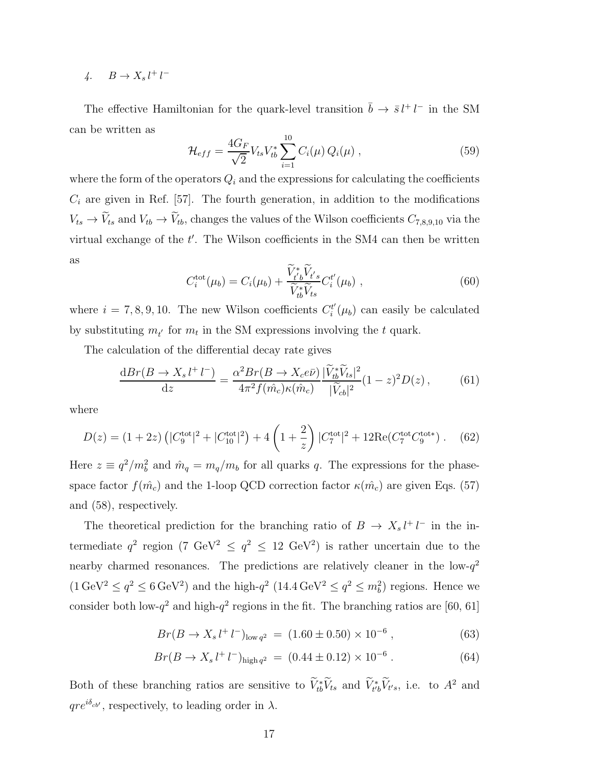*4.* $B \to X_s \, l^+ \, l^-$

The effective Hamiltonian for the quark-level transition $\bar{b} \to \bar{s} \, l^+ \, l^-$ in the SM can be written as

$$\mathcal{H}_{eff} = \frac{4G_F}{\sqrt{2}} V_{ts} V_{tb}^* \sum_{i=1}^{10} C_i(\mu) \, Q_i(\mu) \; , \tag{59}$$

where the form of the operators $Q_i$ and the expressions for calculating the coefficients $C_i$ are given in Ref. [57]. The fourth generation, in addition to the modifications $V_{ts} \to \widetilde{V}_{ts}$ and $V_{tb} \to \widetilde{V}_{tb}$, changes the values of the Wilson coefficients $C_{7,8,9,10}$ via the virtual exchange of the $t'$. The Wilson coefficients in the SM4 can then be written as

$$C_i^{\rm tot}(\mu_b) = C_i(\mu_b) + \frac{\widetilde{V}_{t'b}^* \widetilde{V}_{t's}}{\widetilde{V}_{tb}^* \widetilde{V}_{ts}} C_i^{t'}(\mu_b) \; , \tag{60}$$

where $i = 7, 8, 9, 10$. The new Wilson coefficients $C_i^{t'}(\mu_b)$ can easily be calculated by substituting $m_{t'}$ for $m_t$ in the SM expressions involving the $t$ quark.

The calculation of the differential decay rate gives

$$\frac{{\rm d}Br(B \to X_s \, l^+ \, l^-)}{{\rm d}z} = \frac{\alpha^2 Br(B \to X_c e \bar{\nu})}{4\pi^2 f(\hat{m_c}) \kappa(\hat{m_c})} \frac{|\widetilde{V}_{tb}^* \widetilde{V}_{ts}|^2}{|\widetilde{V}_{cb}|^2} (1-z)^2 D(z) \, , \tag{61}$$

where

$$D(z) = (1+2z) \left( |C_9^{\rm tot}|^2 + |C_{10}^{\rm tot}|^2 \right) + 4 \left( 1 + \frac{2}{z} \right) |C_7^{\rm tot}|^2 + 12 {\rm Re}(C_7^{\rm tot} C_9^{\rm tot*}) \; . \tag{62}$$

Here $z \equiv q^2/m_b^2$ and $\hat{m}_q = m_q/m_b$ for all quarks $q$. The expressions for the phase-space factor $f(\hat{m_c})$ and the 1-loop QCD correction factor $\kappa(\hat{m_c})$ are given Eqs. (57) and (58), respectively.

The theoretical prediction for the branching ratio of $B \to X_s \, l^+ \, l^-$ in the intermediate $q^2$ region ($7 \text{ GeV}^2 \leq q^2 \leq 12 \text{ GeV}^2$) is rather uncertain due to the nearby charmed resonances. The predictions are relatively cleaner in the low-$q^2$ ($1 \, {\rm GeV}^2 \leq q^2 \leq 6 \, {\rm GeV}^2$) and the high-$q^2$ ($14.4 \, {\rm GeV}^2 \leq q^2 \leq m_b^2$) regions. Hence we consider both low-$q^2$ and high-$q^2$ regions in the fit. The branching ratios are [60, 61]

$$Br(B \to X_s \, l^+ \, l^-)_{{\rm low} \, q^2} \; = \; (1.60 \pm 0.50) \times 10^{-6} \; , \tag{63}$$

$$Br(B \to X_s \, l^+ \, l^-)_{{\rm high} \, q^2} \; = \; (0.44 \pm 0.12) \times 10^{-6} \; . \tag{64}$$

Both of these branching ratios are sensitive to $\widetilde{V}_{tb}^* \widetilde{V}_{ts}$ and $\widetilde{V}_{t'b}^* \widetilde{V}_{t's}$, i.e. to $A^2$ and $qre^{i\delta_{cb'}}$, respectively, to leading order in $\lambda$.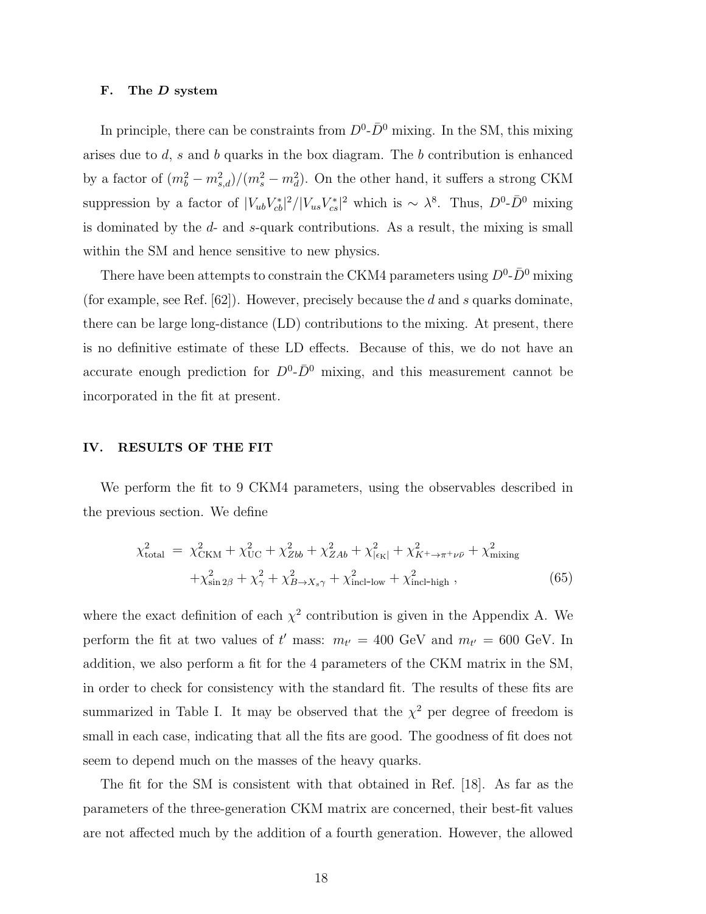### F. The $D$ system

In principle, there can be constraints from $D^0$-$\bar{D}^0$ mixing. In the SM, this mixing arises due to $d$, $s$ and $b$ quarks in the box diagram. The $b$ contribution is enhanced by a factor of $(m_b^2 - m_{s,d}^2)/(m_s^2 - m_d^2)$. On the other hand, it suffers a strong CKM suppression by a factor of $|V_{ub}V_{cb}^*|^2/|V_{us}V_{cs}^*|^2$ which is $\sim \lambda^8$. Thus, $D^0$-$\bar{D}^0$ mixing is dominated by the $d$- and $s$-quark contributions. As a result, the mixing is small within the SM and hence sensitive to new physics.

There have been attempts to constrain the CKM4 parameters using $D^0$-$\bar{D}^0$ mixing (for example, see Ref. [62]). However, precisely because the $d$ and $s$ quarks dominate, there can be large long-distance (LD) contributions to the mixing. At present, there is no definitive estimate of these LD effects. Because of this, we do not have an accurate enough prediction for $D^0$-$\bar{D}^0$ mixing, and this measurement cannot be incorporated in the fit at present.

## IV. RESULTS OF THE FIT

We perform the fit to 9 CKM4 parameters, using the observables described in the previous section. We define

$$\begin{aligned}
\chi^2_{\rm total} \;=\; & \chi^2_{\rm CKM} + \chi^2_{\rm UC} + \chi^2_{Zbb} + \chi^2_{ZAb} + \chi^2_{|\epsilon_{\rm K}|} + \chi^2_{K^+\to\pi^+\nu\bar{\nu}} + \chi^2_{\rm mixing} \\
& + \chi^2_{\sin 2\beta} + \chi^2_{\gamma} + \chi^2_{B\to X_s\gamma} + \chi^2_{\rm incl\text{-}low} + \chi^2_{\rm incl\text{-}high} \;, 
\end{aligned} \tag{65}$$

where the exact definition of each $\chi^2$ contribution is given in the Appendix A. We perform the fit at two values of $t'$ mass: $m_{t'} = 400$ GeV and $m_{t'} = 600$ GeV. In addition, we also perform a fit for the 4 parameters of the CKM matrix in the SM, in order to check for consistency with the standard fit. The results of these fits are summarized in Table I. It may be observed that the $\chi^2$ per degree of freedom is small in each case, indicating that all the fits are good. The goodness of fit does not seem to depend much on the masses of the heavy quarks.

The fit for the SM is consistent with that obtained in Ref. [18]. As far as the parameters of the three-generation CKM matrix are concerned, their best-fit values are not affected much by the addition of a fourth generation. However, the allowed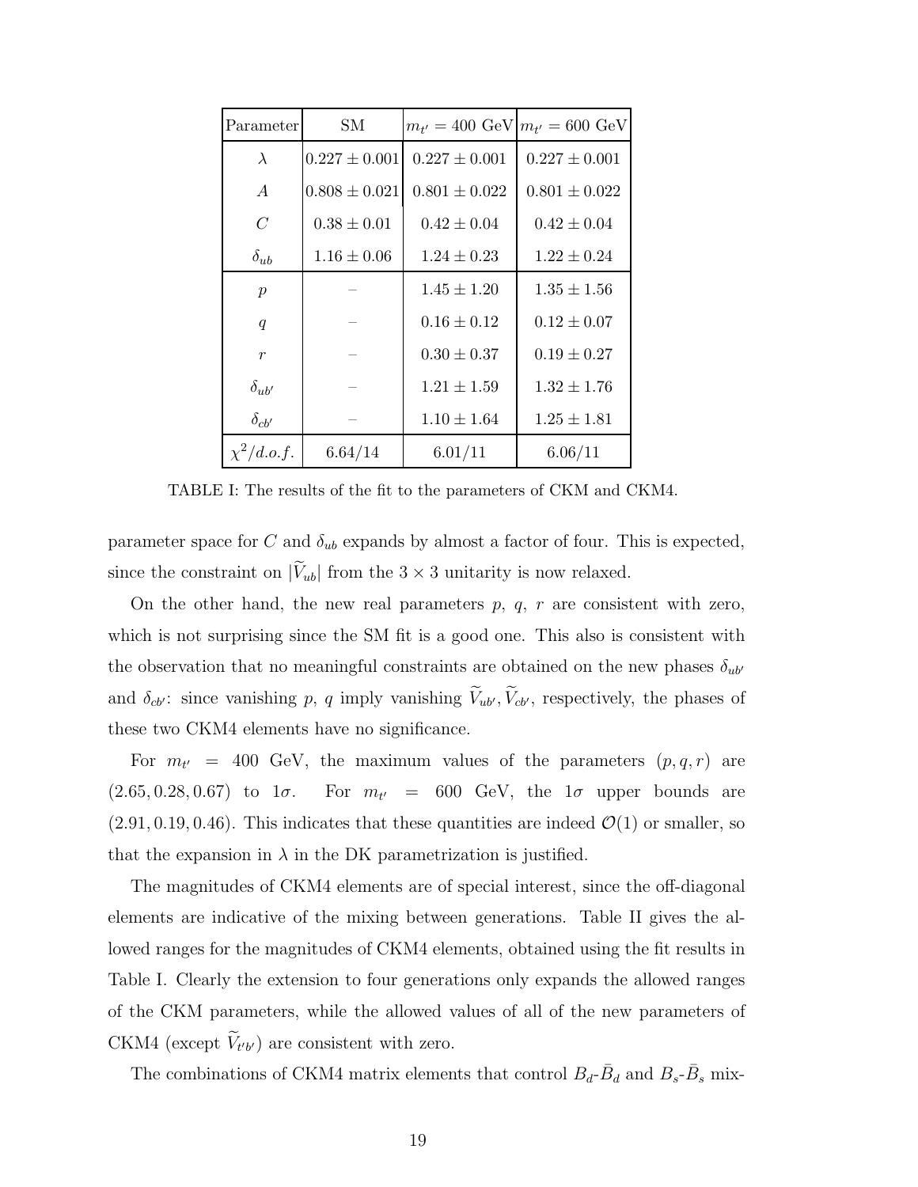| Parameter | SM | $m_{t'} = 400$ GeV | $m_{t'} = 600$ GeV |
|---|---|---|---|
| $\lambda$ | $0.227 \pm 0.001$ | $0.227 \pm 0.001$ | $0.227 \pm 0.001$ |
| $A$ | $0.808 \pm 0.021$ | $0.801 \pm 0.022$ | $0.801 \pm 0.022$ |
| $C$ | $0.38 \pm 0.01$ | $0.42 \pm 0.04$ | $0.42 \pm 0.04$ |
| $\delta_{ub}$ | $1.16 \pm 0.06$ | $1.24 \pm 0.23$ | $1.22 \pm 0.24$ |
| $p$ | – | $1.45 \pm 1.20$ | $1.35 \pm 1.56$ |
| $q$ | – | $0.16 \pm 0.12$ | $0.12 \pm 0.07$ |
| $r$ | – | $0.30 \pm 0.37$ | $0.19 \pm 0.27$ |
| $\delta_{ub'}$ | – | $1.21 \pm 1.59$ | $1.32 \pm 1.76$ |
| $\delta_{cb'}$ | – | $1.10 \pm 1.64$ | $1.25 \pm 1.81$ |
| $\chi^2/d.o.f.$ | $6.64/14$ | $6.01/11$ | $6.06/11$ |

TABLE I: The results of the fit to the parameters of CKM and CKM4.

parameter space for $C$ and $\delta_{ub}$ expands by almost a factor of four. This is expected, since the constraint on $|\widetilde{V}_{ub}|$ from the $3 \times 3$ unitarity is now relaxed.

On the other hand, the new real parameters $p$, $q$, $r$ are consistent with zero, which is not surprising since the SM fit is a good one. This also is consistent with the observation that no meaningful constraints are obtained on the new phases $\delta_{ub'}$ and $\delta_{cb'}$: since vanishing $p$, $q$ imply vanishing $\widetilde{V}_{ub'}, \widetilde{V}_{cb'}$, respectively, the phases of these two CKM4 elements have no significance.

For $m_{t'} = 400$ GeV, the maximum values of the parameters $(p, q, r)$ are $(2.65, 0.28, 0.67)$ to $1\sigma$. For $m_{t'} = 600$ GeV, the $1\sigma$ upper bounds are $(2.91, 0.19, 0.46)$. This indicates that these quantities are indeed $\mathcal{O}(1)$ or smaller, so that the expansion in $\lambda$ in the DK parametrization is justified.

The magnitudes of CKM4 elements are of special interest, since the off-diagonal elements are indicative of the mixing between generations. Table II gives the allowed ranges for the magnitudes of CKM4 elements, obtained using the fit results in Table I. Clearly the extension to four generations only expands the allowed ranges of the CKM parameters, while the allowed values of all of the new parameters of CKM4 (except $\widetilde{V}_{t'b'}$) are consistent with zero.

The combinations of CKM4 matrix elements that control $B_d$-$\bar{B}_d$ and $B_s$-$\bar{B}_s$ mix-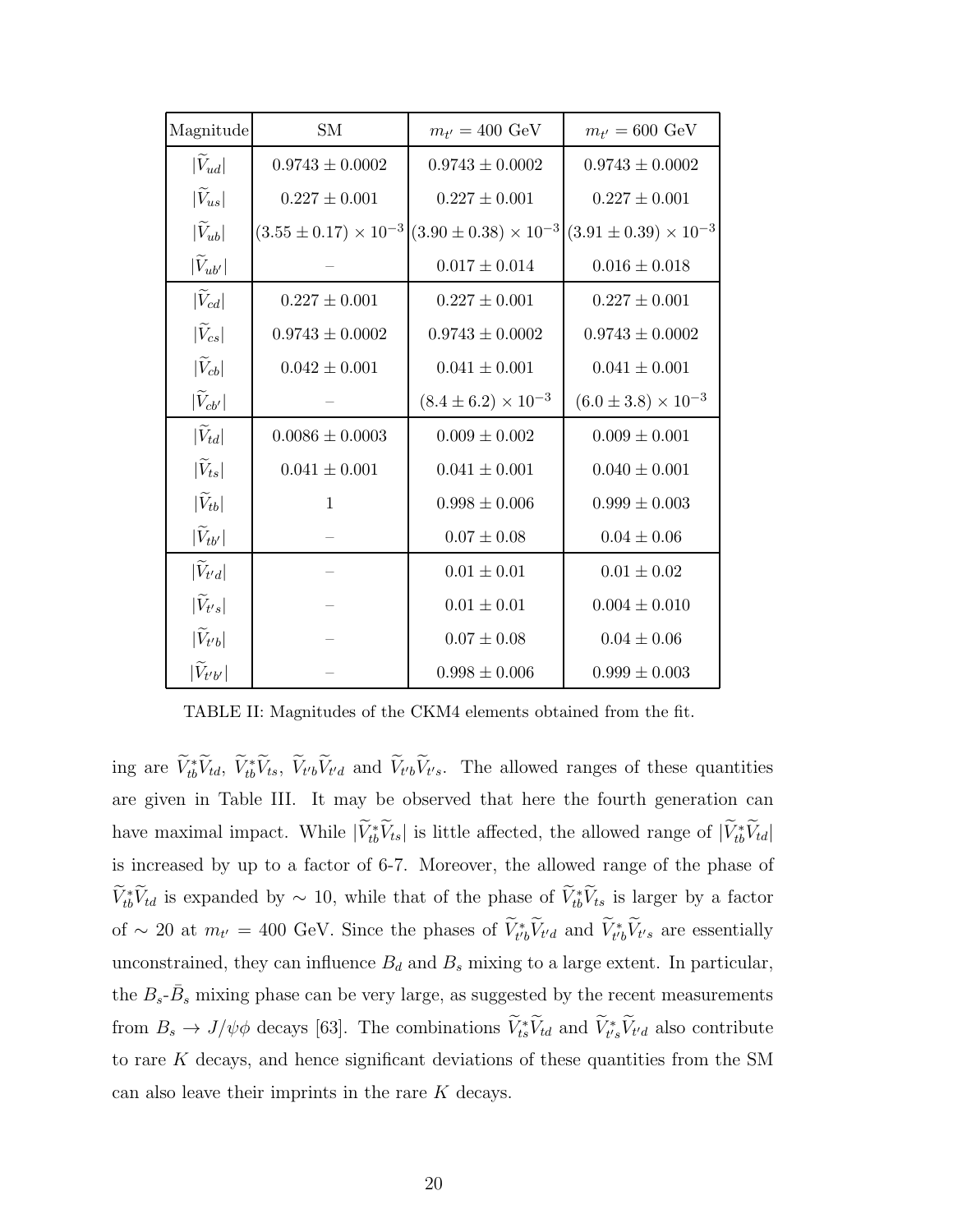| Magnitude | SM | $m_{t'} = 400$ GeV | $m_{t'} = 600$ GeV |
|---|---|---|---|
| $\|\widetilde{V}_{ud}\|$ | $0.9743 \pm 0.0002$ | $0.9743 \pm 0.0002$ | $0.9743 \pm 0.0002$ |
| $\|\widetilde{V}_{us}\|$ | $0.227 \pm 0.001$ | $0.227 \pm 0.001$ | $0.227 \pm 0.001$ |
| $\|\widetilde{V}_{ub}\|$ | $(3.55 \pm 0.17) \times 10^{-3}$ | $(3.90 \pm 0.38) \times 10^{-3}$ | $(3.91 \pm 0.39) \times 10^{-3}$ |
| $\|\widetilde{V}_{ub'}\|$ | – | $0.017 \pm 0.014$ | $0.016 \pm 0.018$ |
| $\|\widetilde{V}_{cd}\|$ | $0.227 \pm 0.001$ | $0.227 \pm 0.001$ | $0.227 \pm 0.001$ |
| $\|\widetilde{V}_{cs}\|$ | $0.9743 \pm 0.0002$ | $0.9743 \pm 0.0002$ | $0.9743 \pm 0.0002$ |
| $\|\widetilde{V}_{cb}\|$ | $0.042 \pm 0.001$ | $0.041 \pm 0.001$ | $0.041 \pm 0.001$ |
| $\|\widetilde{V}_{cb'}\|$ | – | $(8.4 \pm 6.2) \times 10^{-3}$ | $(6.0 \pm 3.8) \times 10^{-3}$ |
| $\|\widetilde{V}_{td}\|$ | $0.0086 \pm 0.0003$ | $0.009 \pm 0.002$ | $0.009 \pm 0.001$ |
| $\|\widetilde{V}_{ts}\|$ | $0.041 \pm 0.001$ | $0.041 \pm 0.001$ | $0.040 \pm 0.001$ |
| $\|\widetilde{V}_{tb}\|$ | 1 | $0.998 \pm 0.006$ | $0.999 \pm 0.003$ |
| $\|\widetilde{V}_{tb'}\|$ | – | $0.07 \pm 0.08$ | $0.04 \pm 0.06$ |
| $\|\widetilde{V}_{t'd}\|$ | – | $0.01 \pm 0.01$ | $0.01 \pm 0.02$ |
| $\|\widetilde{V}_{t's}\|$ | – | $0.01 \pm 0.01$ | $0.004 \pm 0.010$ |
| $\|\widetilde{V}_{t'b}\|$ | – | $0.07 \pm 0.08$ | $0.04 \pm 0.06$ |
| $\|\widetilde{V}_{t'b'}\|$ | – | $0.998 \pm 0.006$ | $0.999 \pm 0.003$ |

TABLE II: Magnitudes of the CKM4 elements obtained from the fit.

ing are $\widetilde{V}^*_{tb}\widetilde{V}_{td}$, $\widetilde{V}^*_{tb}\widetilde{V}_{ts}$, $\widetilde{V}_{t'b}\widetilde{V}_{t'd}$ and $\widetilde{V}_{t'b}\widetilde{V}_{t's}$. The allowed ranges of these quantities are given in Table III. It may be observed that here the fourth generation can have maximal impact. While $|\widetilde{V}^*_{tb}\widetilde{V}_{ts}|$ is little affected, the allowed range of $|\widetilde{V}^*_{tb}\widetilde{V}_{td}|$ is increased by up to a factor of 6-7. Moreover, the allowed range of the phase of $\widetilde{V}^*_{tb}\widetilde{V}_{td}$ is expanded by $\sim 10$, while that of the phase of $\widetilde{V}^*_{tb}\widetilde{V}_{ts}$ is larger by a factor of $\sim 20$ at $m_{t'} = 400$ GeV. Since the phases of $\widetilde{V}^*_{t'b}\widetilde{V}_{t'd}$ and $\widetilde{V}^*_{t'b}\widetilde{V}_{t's}$ are essentially unconstrained, they can influence $B_d$ and $B_s$ mixing to a large extent. In particular, the $B_s$-$\bar{B}_s$ mixing phase can be very large, as suggested by the recent measurements from $B_s \to J/\psi\phi$ decays [63]. The combinations $\widetilde{V}^*_{ts}\widetilde{V}_{td}$ and $\widetilde{V}^*_{t's}\widetilde{V}_{t'd}$ also contribute to rare $K$ decays, and hence significant deviations of these quantities from the SM can also leave their imprints in the rare $K$ decays.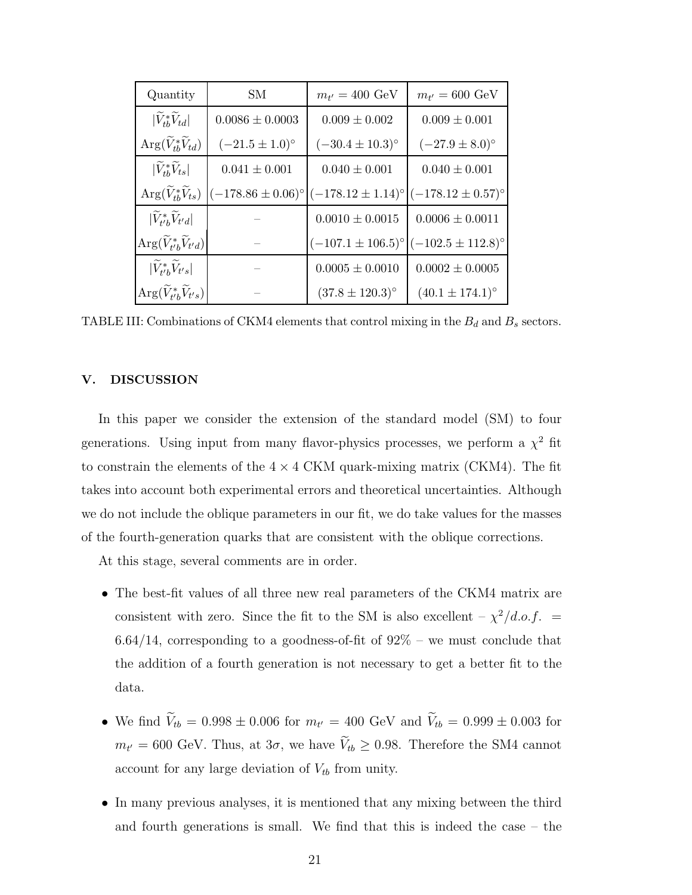| Quantity | SM | $m_{t'} = 400$ GeV | $m_{t'} = 600$ GeV |
|---|---|---|---|
| $\lvert\widetilde{V}_{tb}^{*}\widetilde{V}_{td}\rvert$ | $0.0086 \pm 0.0003$ | $0.009 \pm 0.002$ | $0.009 \pm 0.001$ |
| $\mathrm{Arg}(\widetilde{V}_{tb}^{*}\widetilde{V}_{td})$ | $(-21.5 \pm 1.0)^{\circ}$ | $(-30.4 \pm 10.3)^{\circ}$ | $(-27.9 \pm 8.0)^{\circ}$ |
| $\lvert\widetilde{V}_{tb}^{*}\widetilde{V}_{ts}\rvert$ | $0.041 \pm 0.001$ | $0.040 \pm 0.001$ | $0.040 \pm 0.001$ |
| $\mathrm{Arg}(\widetilde{V}_{tb}^{*}\widetilde{V}_{ts})$ | $(-178.86 \pm 0.06)^{\circ}$ | $(-178.12 \pm 1.14)^{\circ}$ | $(-178.12 \pm 0.57)^{\circ}$ |
| $\lvert\widetilde{V}_{t'b}^{*}\widetilde{V}_{t'd}\rvert$ | – | $0.0010 \pm 0.0015$ | $0.0006 \pm 0.0011$ |
| $\mathrm{Arg}(\widetilde{V}_{t'b}^{*}\widetilde{V}_{t'd})$ | – | $(-107.1 \pm 106.5)^{\circ}$ | $(-102.5 \pm 112.8)^{\circ}$ |
| $\lvert\widetilde{V}_{t'b}^{*}\widetilde{V}_{t's}\rvert$ | – | $0.0005 \pm 0.0010$ | $0.0002 \pm 0.0005$ |
| $\mathrm{Arg}(\widetilde{V}_{t'b}^{*}\widetilde{V}_{t's})$ | – | $(37.8 \pm 120.3)^{\circ}$ | $(40.1 \pm 174.1)^{\circ}$ |

TABLE III: Combinations of CKM4 elements that control mixing in the $B_d$ and $B_s$ sectors.

## V. DISCUSSION

In this paper we consider the extension of the standard model (SM) to four generations. Using input from many flavor-physics processes, we perform a $\chi^2$ fit to constrain the elements of the $4 \times 4$ CKM quark-mixing matrix (CKM4). The fit takes into account both experimental errors and theoretical uncertainties. Although we do not include the oblique parameters in our fit, we do take values for the masses of the fourth-generation quarks that are consistent with the oblique corrections.

At this stage, several comments are in order.

- The best-fit values of all three new real parameters of the CKM4 matrix are consistent with zero. Since the fit to the SM is also excellent – $\chi^2/d.o.f. = 6.64/14$, corresponding to a goodness-of-fit of 92% – we must conclude that the addition of a fourth generation is not necessary to get a better fit to the data.

- We find $\widetilde{V}_{tb} = 0.998 \pm 0.006$ for $m_{t'} = 400$ GeV and $\widetilde{V}_{tb} = 0.999 \pm 0.003$ for $m_{t'} = 600$ GeV. Thus, at $3\sigma$, we have $\widetilde{V}_{tb} \geq 0.98$. Therefore the SM4 cannot account for any large deviation of $V_{tb}$ from unity.

- In many previous analyses, it is mentioned that any mixing between the third and fourth generations is small. We find that this is indeed the case – the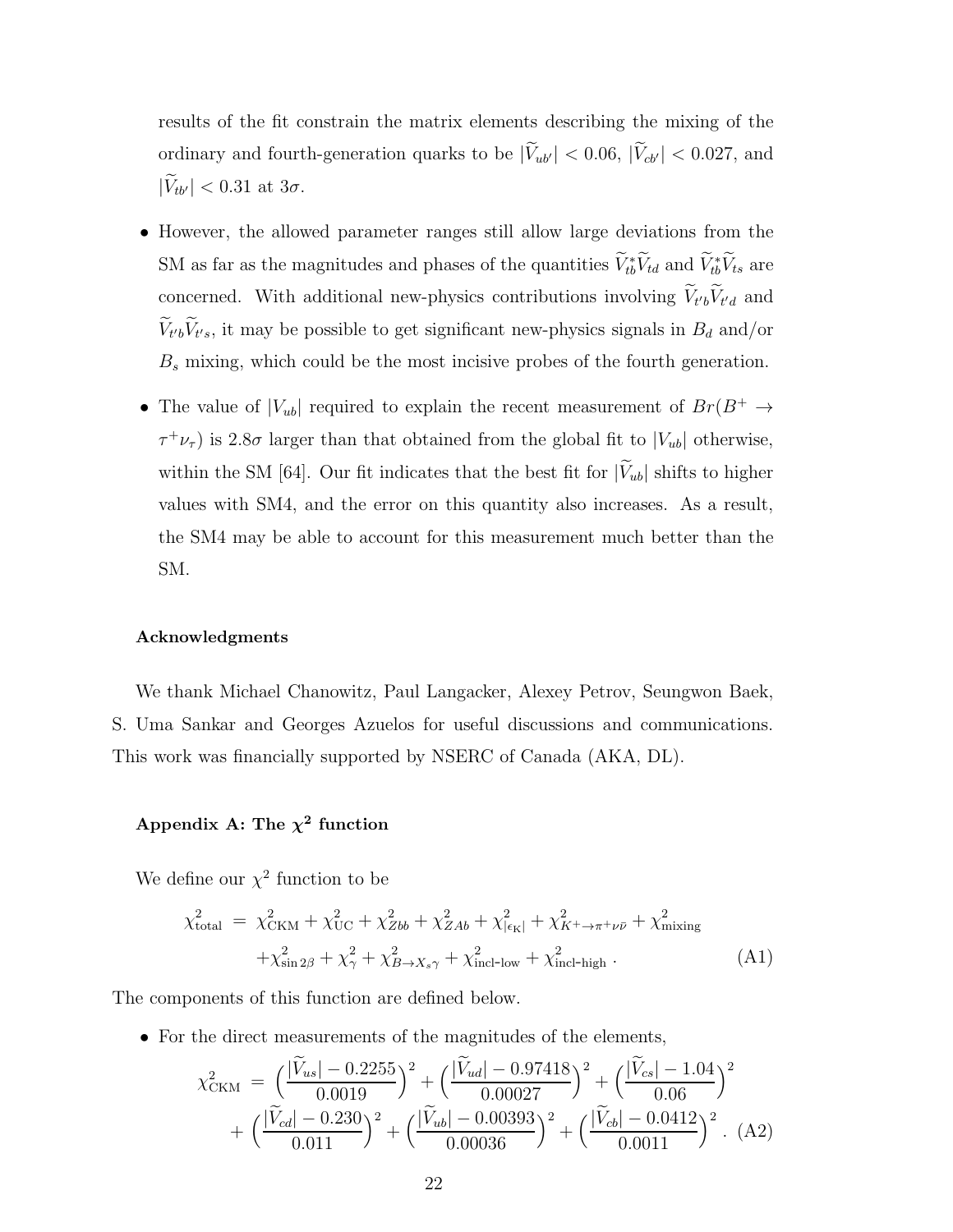results of the fit constrain the matrix elements describing the mixing of the ordinary and fourth-generation quarks to be $|\widetilde{V}_{ub'}| < 0.06$, $|\widetilde{V}_{cb'}| < 0.027$, and $|\widetilde{V}_{tb'}| < 0.31$ at $3\sigma$.

- However, the allowed parameter ranges still allow large deviations from the SM as far as the magnitudes and phases of the quantities $\widetilde{V}_{tb}^* \widetilde{V}_{td}$ and $\widetilde{V}_{tb}^* \widetilde{V}_{ts}$ are concerned. With additional new-physics contributions involving $\widetilde{V}_{t'b} \widetilde{V}_{t'd}$ and $\widetilde{V}_{t'b} \widetilde{V}_{t's}$, it may be possible to get significant new-physics signals in $B_d$ and/or $B_s$ mixing, which could be the most incisive probes of the fourth generation.

- The value of $|V_{ub}|$ required to explain the recent measurement of $Br(B^+ \to \tau^+ \nu_\tau)$ is $2.8\sigma$ larger than that obtained from the global fit to $|V_{ub}|$ otherwise, within the SM [64]. Our fit indicates that the best fit for $|\widetilde{V}_{ub}|$ shifts to higher values with SM4, and the error on this quantity also increases. As a result, the SM4 may be able to account for this measurement much better than the SM.

#### Acknowledgments

We thank Michael Chanowitz, Paul Langacker, Alexey Petrov, Seungwon Baek, S. Uma Sankar and Georges Azuelos for useful discussions and communications. This work was financially supported by NSERC of Canada (AKA, DL).

#### Appendix A: The $\chi^2$ function

We define our $\chi^2$ function to be

$$\chi^2_{\rm total} = \chi^2_{\rm CKM} + \chi^2_{\rm UC} + \chi^2_{Zbb} + \chi^2_{ZAb} + \chi^2_{|\epsilon_{\rm K}|} + \chi^2_{K^+ \to \pi^+ \nu \bar{\nu}} + \chi^2_{\rm mixing} + \chi^2_{\sin 2\beta} + \chi^2_{\gamma} + \chi^2_{B \to X_s \gamma} + \chi^2_{\text{incl-low}} + \chi^2_{\text{incl-high}} \,. \tag{A1}$$

The components of this function are defined below.

- For the direct measurements of the magnitudes of the elements,

$$\chi^2_{\rm CKM} = \Big(\frac{|\widetilde{V}_{us}| - 0.2255}{0.0019}\Big)^2 + \Big(\frac{|\widetilde{V}_{ud}| - 0.97418}{0.00027}\Big)^2 + \Big(\frac{|\widetilde{V}_{cs}| - 1.04}{0.06}\Big)^2 + \Big(\frac{|\widetilde{V}_{cd}| - 0.230}{0.011}\Big)^2 + \Big(\frac{|\widetilde{V}_{ub}| - 0.00393}{0.00036}\Big)^2 + \Big(\frac{|\widetilde{V}_{cb}| - 0.0412}{0.0011}\Big)^2 \,. \tag{A2}$$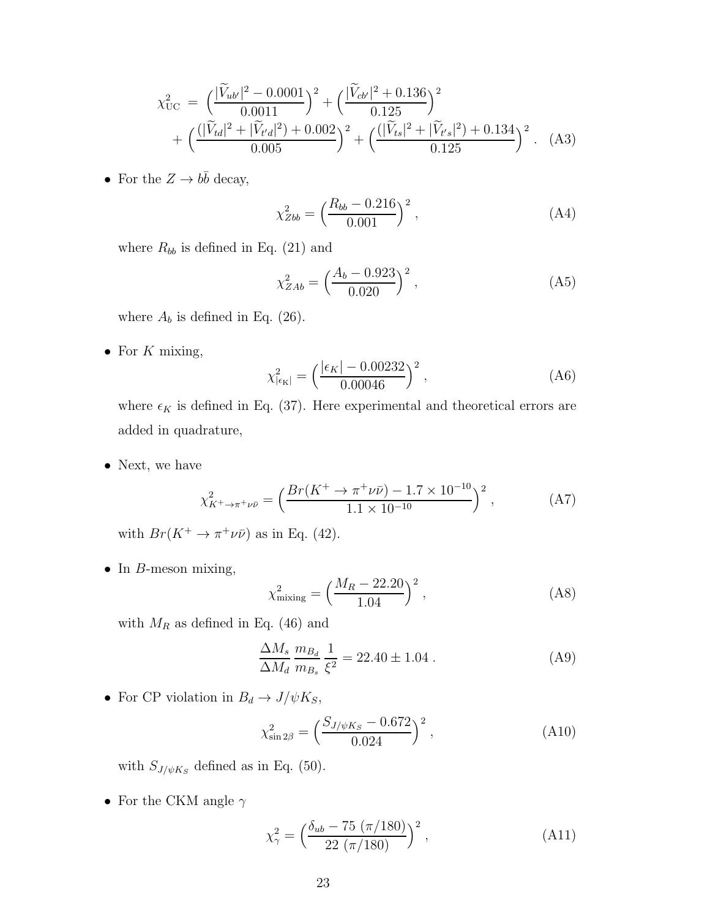$$
\chi^2_{\rm UC} = \Big(\frac{|\widetilde{V}_{ub'}|^2 - 0.0001}{0.0011}\Big)^2 + \Big(\frac{|\widetilde{V}_{cb'}|^2 + 0.136}{0.125}\Big)^2 + \Big(\frac{(|\widetilde{V}_{td}|^2 + |\widetilde{V}_{t'd}|^2) + 0.002}{0.005}\Big)^2 + \Big(\frac{(|\widetilde{V}_{ts}|^2 + |\widetilde{V}_{t's}|^2) + 0.134}{0.125}\Big)^2 . \quad \text{(A3)}
$$

- For the $Z \to b\bar{b}$ decay,

$$
\chi^2_{Zbb} = \Big(\frac{R_{bb} - 0.216}{0.001}\Big)^2 , \quad \text{(A4)}
$$

where $R_{bb}$ is defined in Eq. (21) and

$$
\chi^2_{ZAb} = \Big(\frac{A_b - 0.923}{0.020}\Big)^2 , \quad \text{(A5)}
$$

where $A_b$ is defined in Eq. (26).

- For $K$ mixing,

$$
\chi^2_{|\epsilon_{\rm K}|} = \Big(\frac{|\epsilon_K| - 0.00232}{0.00046}\Big)^2 , \quad \text{(A6)}
$$

where $\epsilon_K$ is defined in Eq. (37). Here experimental and theoretical errors are added in quadrature,

- Next, we have

$$
\chi^2_{K^+ \to \pi^+ \nu\bar{\nu}} = \Big(\frac{Br(K^+ \to \pi^+ \nu\bar{\nu}) - 1.7 \times 10^{-10}}{1.1 \times 10^{-10}}\Big)^2 , \quad \text{(A7)}
$$

with $Br(K^+ \to \pi^+ \nu\bar{\nu})$ as in Eq. (42).

- In $B$-meson mixing,

$$
\chi^2_{\rm mixing} = \Big(\frac{M_R - 22.20}{1.04}\Big)^2 , \quad \text{(A8)}
$$

with $M_R$ as defined in Eq. (46) and

$$
\frac{\Delta M_s}{\Delta M_d} \frac{m_{B_d}}{m_{B_s}} \frac{1}{\xi^2} = 22.40 \pm 1.04 . \quad \text{(A9)}
$$

- For CP violation in $B_d \to J/\psi K_S$,

$$
\chi^2_{\sin 2\beta} = \Big(\frac{S_{J/\psi K_S} - 0.672}{0.024}\Big)^2 , \quad \text{(A10)}
$$

with $S_{J/\psi K_S}$ defined as in Eq. (50).

- For the CKM angle $\gamma$

$$
\chi^2_{\gamma} = \Big(\frac{\delta_{ub} - 75\ (\pi/180)}{22\ (\pi/180)}\Big)^2 , \quad \text{(A11)}
$$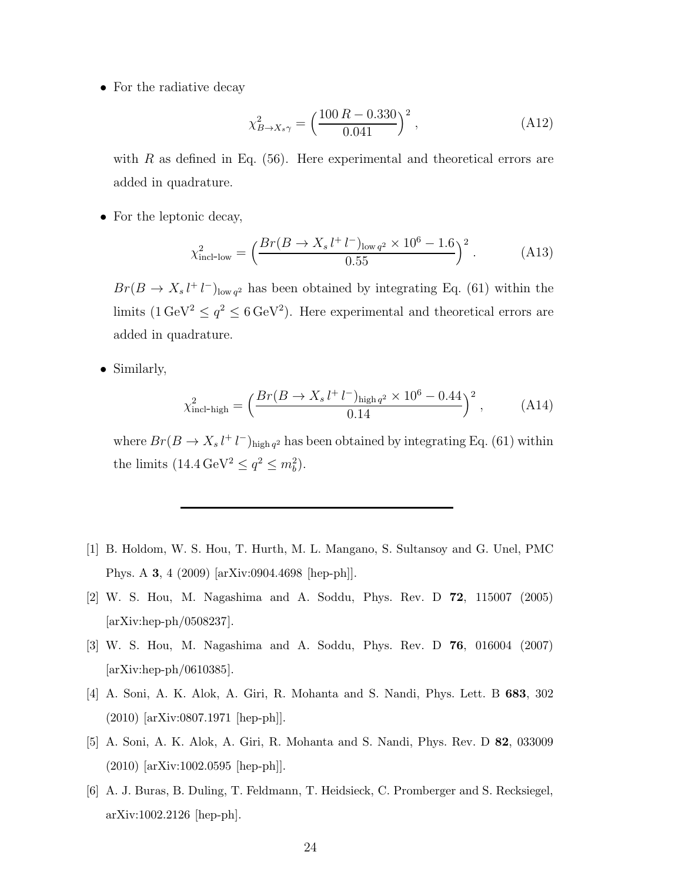- For the radiative decay

$$\chi^2_{B\to X_s\gamma} = \Big(\frac{100\,R - 0.330}{0.041}\Big)^2 \,, \tag{A12}$$

  with $R$ as defined in Eq. (56). Here experimental and theoretical errors are added in quadrature.

- For the leptonic decay,

$$\chi^2_{\text{incl-low}} = \Big(\frac{Br(B \to X_s\, l^+\, l^-)_{\text{low}\, q^2} \times 10^6 - 1.6}{0.55}\Big)^2 \,. \tag{A13}$$

  $Br(B \to X_s\, l^+\, l^-)_{\text{low}\, q^2}$ has been obtained by integrating Eq. (61) within the limits ($1\,\text{GeV}^2 \le q^2 \le 6\,\text{GeV}^2$). Here experimental and theoretical errors are added in quadrature.

- Similarly,

$$\chi^2_{\text{incl-high}} = \Big(\frac{Br(B \to X_s\, l^+\, l^-)_{\text{high}\, q^2} \times 10^6 - 0.44}{0.14}\Big)^2 \,, \tag{A14}$$

  where $Br(B \to X_s\, l^+\, l^-)_{\text{high}\, q^2}$ has been obtained by integrating Eq. (61) within the limits ($14.4\,\text{GeV}^2 \le q^2 \le m_b^2$).

---

[1] B. Holdom, W. S. Hou, T. Hurth, M. L. Mangano, S. Sultansoy and G. Unel, PMC Phys. A **3**, 4 (2009) [arXiv:0904.4698 [hep-ph]].

[2] W. S. Hou, M. Nagashima and A. Soddu, Phys. Rev. D **72**, 115007 (2005) [arXiv:hep-ph/0508237].

[3] W. S. Hou, M. Nagashima and A. Soddu, Phys. Rev. D **76**, 016004 (2007) [arXiv:hep-ph/0610385].

[4] A. Soni, A. K. Alok, A. Giri, R. Mohanta and S. Nandi, Phys. Lett. B **683**, 302 (2010) [arXiv:0807.1971 [hep-ph]].

[5] A. Soni, A. K. Alok, A. Giri, R. Mohanta and S. Nandi, Phys. Rev. D **82**, 033009 (2010) [arXiv:1002.0595 [hep-ph]].

[6] A. J. Buras, B. Duling, T. Feldmann, T. Heidsieck, C. Promberger and S. Recksiegel, arXiv:1002.2126 [hep-ph].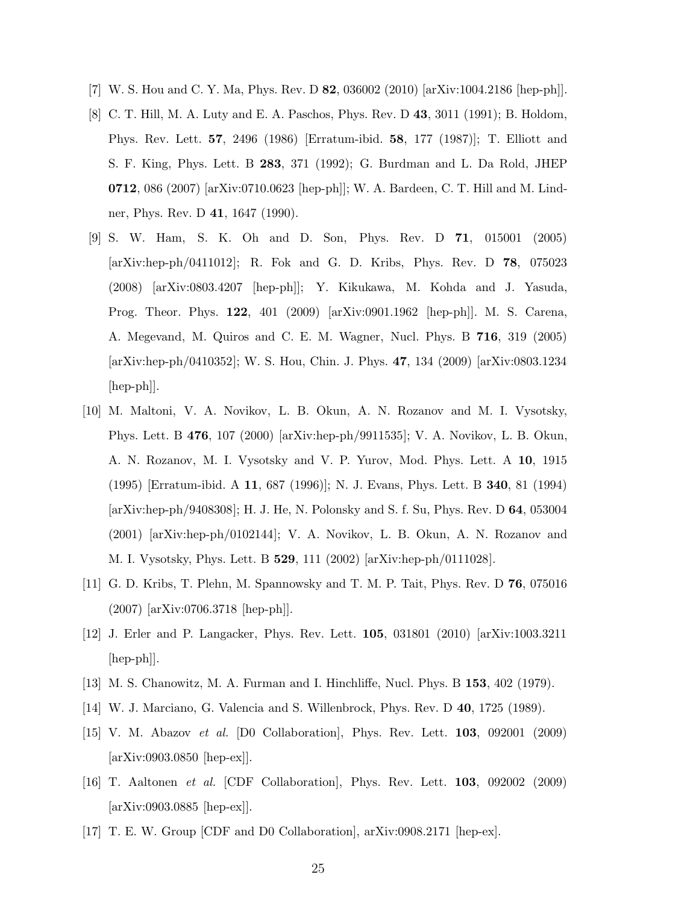[7] W. S. Hou and C. Y. Ma, Phys. Rev. D **82**, 036002 (2010) [arXiv:1004.2186 [hep-ph]].

[8] C. T. Hill, M. A. Luty and E. A. Paschos, Phys. Rev. D **43**, 3011 (1991); B. Holdom, Phys. Rev. Lett. **57**, 2496 (1986) [Erratum-ibid. **58**, 177 (1987)]; T. Elliott and S. F. King, Phys. Lett. B **283**, 371 (1992); G. Burdman and L. Da Rold, JHEP **0712**, 086 (2007) [arXiv:0710.0623 [hep-ph]]; W. A. Bardeen, C. T. Hill and M. Lindner, Phys. Rev. D **41**, 1647 (1990).

[9] S. W. Ham, S. K. Oh and D. Son, Phys. Rev. D **71**, 015001 (2005) [arXiv:hep-ph/0411012]; R. Fok and G. D. Kribs, Phys. Rev. D **78**, 075023 (2008) [arXiv:0803.4207 [hep-ph]]; Y. Kikukawa, M. Kohda and J. Yasuda, Prog. Theor. Phys. **122**, 401 (2009) [arXiv:0901.1962 [hep-ph]]. M. S. Carena, A. Megevand, M. Quiros and C. E. M. Wagner, Nucl. Phys. B **716**, 319 (2005) [arXiv:hep-ph/0410352]; W. S. Hou, Chin. J. Phys. **47**, 134 (2009) [arXiv:0803.1234 [hep-ph]].

[10] M. Maltoni, V. A. Novikov, L. B. Okun, A. N. Rozanov and M. I. Vysotsky, Phys. Lett. B **476**, 107 (2000) [arXiv:hep-ph/9911535]; V. A. Novikov, L. B. Okun, A. N. Rozanov, M. I. Vysotsky and V. P. Yurov, Mod. Phys. Lett. A **10**, 1915 (1995) [Erratum-ibid. A **11**, 687 (1996)]; N. J. Evans, Phys. Lett. B **340**, 81 (1994) [arXiv:hep-ph/9408308]; H. J. He, N. Polonsky and S. f. Su, Phys. Rev. D **64**, 053004 (2001) [arXiv:hep-ph/0102144]; V. A. Novikov, L. B. Okun, A. N. Rozanov and M. I. Vysotsky, Phys. Lett. B **529**, 111 (2002) [arXiv:hep-ph/0111028].

[11] G. D. Kribs, T. Plehn, M. Spannowsky and T. M. P. Tait, Phys. Rev. D **76**, 075016 (2007) [arXiv:0706.3718 [hep-ph]].

[12] J. Erler and P. Langacker, Phys. Rev. Lett. **105**, 031801 (2010) [arXiv:1003.3211 [hep-ph]].

[13] M. S. Chanowitz, M. A. Furman and I. Hinchliffe, Nucl. Phys. B **153**, 402 (1979).

[14] W. J. Marciano, G. Valencia and S. Willenbrock, Phys. Rev. D **40**, 1725 (1989).

[15] V. M. Abazov *et al.* [D0 Collaboration], Phys. Rev. Lett. **103**, 092001 (2009) [arXiv:0903.0850 [hep-ex]].

[16] T. Aaltonen *et al.* [CDF Collaboration], Phys. Rev. Lett. **103**, 092002 (2009) [arXiv:0903.0885 [hep-ex]].

[17] T. E. W. Group [CDF and D0 Collaboration], arXiv:0908.2171 [hep-ex].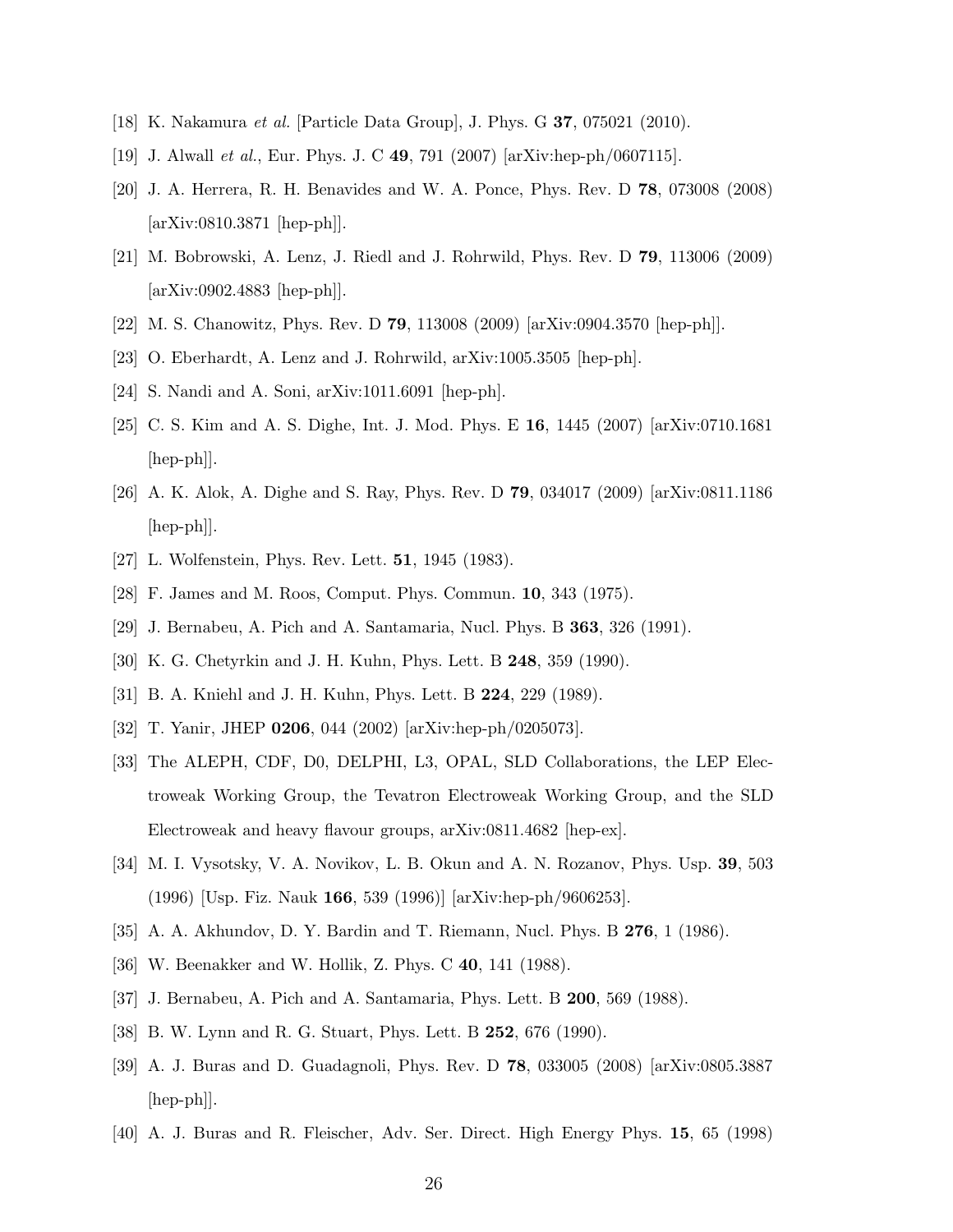[18] K. Nakamura *et al.* [Particle Data Group], J. Phys. G **37**, 075021 (2010).

[19] J. Alwall *et al.*, Eur. Phys. J. C **49**, 791 (2007) [arXiv:hep-ph/0607115].

[20] J. A. Herrera, R. H. Benavides and W. A. Ponce, Phys. Rev. D **78**, 073008 (2008) [arXiv:0810.3871 [hep-ph]].

[21] M. Bobrowski, A. Lenz, J. Riedl and J. Rohrwild, Phys. Rev. D **79**, 113006 (2009) [arXiv:0902.4883 [hep-ph]].

[22] M. S. Chanowitz, Phys. Rev. D **79**, 113008 (2009) [arXiv:0904.3570 [hep-ph]].

[23] O. Eberhardt, A. Lenz and J. Rohrwild, arXiv:1005.3505 [hep-ph].

[24] S. Nandi and A. Soni, arXiv:1011.6091 [hep-ph].

[25] C. S. Kim and A. S. Dighe, Int. J. Mod. Phys. E **16**, 1445 (2007) [arXiv:0710.1681 [hep-ph]].

[26] A. K. Alok, A. Dighe and S. Ray, Phys. Rev. D **79**, 034017 (2009) [arXiv:0811.1186 [hep-ph]].

[27] L. Wolfenstein, Phys. Rev. Lett. **51**, 1945 (1983).

[28] F. James and M. Roos, Comput. Phys. Commun. **10**, 343 (1975).

[29] J. Bernabeu, A. Pich and A. Santamaria, Nucl. Phys. B **363**, 326 (1991).

[30] K. G. Chetyrkin and J. H. Kuhn, Phys. Lett. B **248**, 359 (1990).

[31] B. A. Kniehl and J. H. Kuhn, Phys. Lett. B **224**, 229 (1989).

[32] T. Yanir, JHEP **0206**, 044 (2002) [arXiv:hep-ph/0205073].

[33] The ALEPH, CDF, D0, DELPHI, L3, OPAL, SLD Collaborations, the LEP Electroweak Working Group, the Tevatron Electroweak Working Group, and the SLD Electroweak and heavy flavour groups, arXiv:0811.4682 [hep-ex].

[34] M. I. Vysotsky, V. A. Novikov, L. B. Okun and A. N. Rozanov, Phys. Usp. **39**, 503 (1996) [Usp. Fiz. Nauk **166**, 539 (1996)] [arXiv:hep-ph/9606253].

[35] A. A. Akhundov, D. Y. Bardin and T. Riemann, Nucl. Phys. B **276**, 1 (1986).

[36] W. Beenakker and W. Hollik, Z. Phys. C **40**, 141 (1988).

[37] J. Bernabeu, A. Pich and A. Santamaria, Phys. Lett. B **200**, 569 (1988).

[38] B. W. Lynn and R. G. Stuart, Phys. Lett. B **252**, 676 (1990).

[39] A. J. Buras and D. Guadagnoli, Phys. Rev. D **78**, 033005 (2008) [arXiv:0805.3887 [hep-ph]].

[40] A. J. Buras and R. Fleischer, Adv. Ser. Direct. High Energy Phys. **15**, 65 (1998)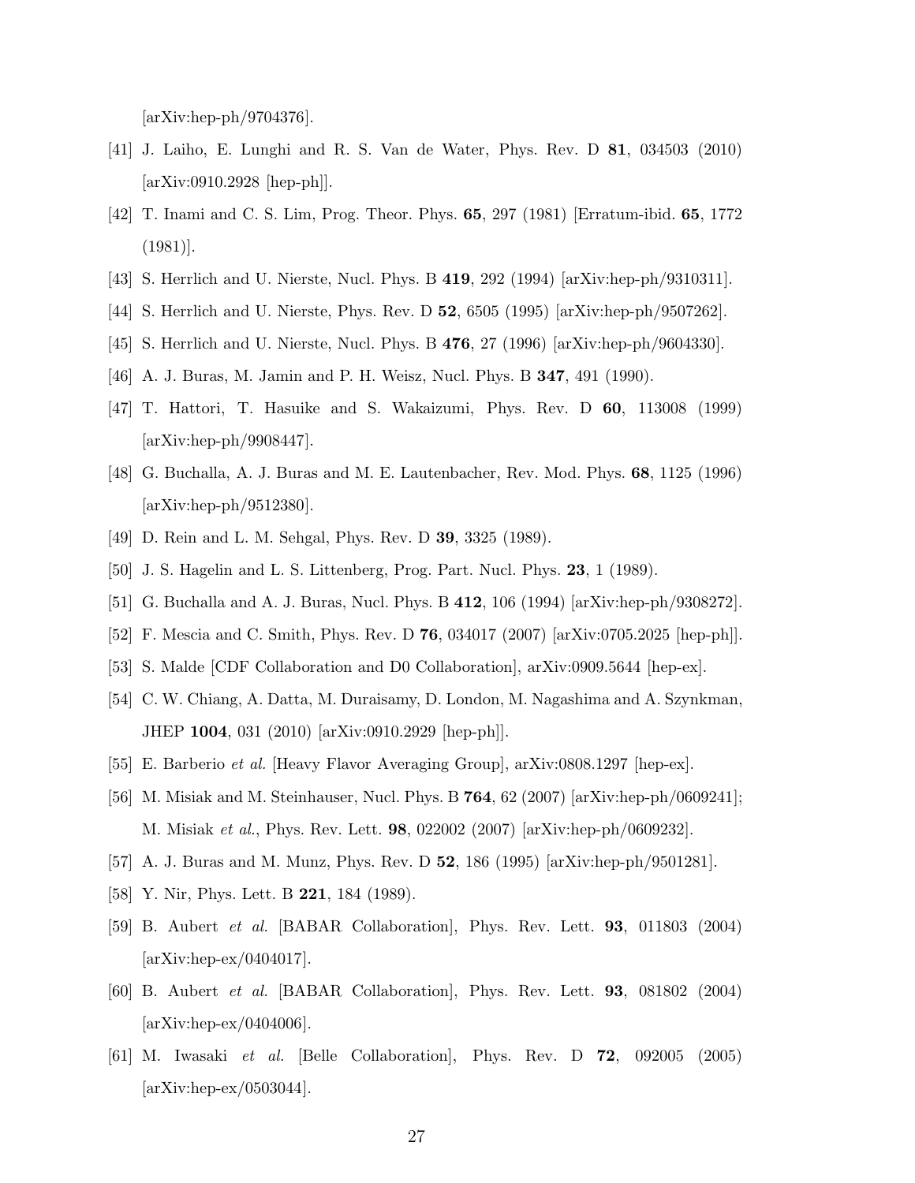[arXiv:hep-ph/9704376].

[41] J. Laiho, E. Lunghi and R. S. Van de Water, Phys. Rev. D **81**, 034503 (2010) [arXiv:0910.2928 [hep-ph]].

[42] T. Inami and C. S. Lim, Prog. Theor. Phys. **65**, 297 (1981) [Erratum-ibid. **65**, 1772 (1981)].

[43] S. Herrlich and U. Nierste, Nucl. Phys. B **419**, 292 (1994) [arXiv:hep-ph/9310311].

[44] S. Herrlich and U. Nierste, Phys. Rev. D **52**, 6505 (1995) [arXiv:hep-ph/9507262].

[45] S. Herrlich and U. Nierste, Nucl. Phys. B **476**, 27 (1996) [arXiv:hep-ph/9604330].

[46] A. J. Buras, M. Jamin and P. H. Weisz, Nucl. Phys. B **347**, 491 (1990).

[47] T. Hattori, T. Hasuike and S. Wakaizumi, Phys. Rev. D **60**, 113008 (1999) [arXiv:hep-ph/9908447].

[48] G. Buchalla, A. J. Buras and M. E. Lautenbacher, Rev. Mod. Phys. **68**, 1125 (1996) [arXiv:hep-ph/9512380].

[49] D. Rein and L. M. Sehgal, Phys. Rev. D **39**, 3325 (1989).

[50] J. S. Hagelin and L. S. Littenberg, Prog. Part. Nucl. Phys. **23**, 1 (1989).

[51] G. Buchalla and A. J. Buras, Nucl. Phys. B **412**, 106 (1994) [arXiv:hep-ph/9308272].

[52] F. Mescia and C. Smith, Phys. Rev. D **76**, 034017 (2007) [arXiv:0705.2025 [hep-ph]].

[53] S. Malde [CDF Collaboration and D0 Collaboration], arXiv:0909.5644 [hep-ex].

[54] C. W. Chiang, A. Datta, M. Duraisamy, D. London, M. Nagashima and A. Szynkman, JHEP **1004**, 031 (2010) [arXiv:0910.2929 [hep-ph]].

[55] E. Barberio *et al.* [Heavy Flavor Averaging Group], arXiv:0808.1297 [hep-ex].

[56] M. Misiak and M. Steinhauser, Nucl. Phys. B **764**, 62 (2007) [arXiv:hep-ph/0609241]; M. Misiak *et al.*, Phys. Rev. Lett. **98**, 022002 (2007) [arXiv:hep-ph/0609232].

[57] A. J. Buras and M. Munz, Phys. Rev. D **52**, 186 (1995) [arXiv:hep-ph/9501281].

[58] Y. Nir, Phys. Lett. B **221**, 184 (1989).

[59] B. Aubert *et al.* [BABAR Collaboration], Phys. Rev. Lett. **93**, 011803 (2004) [arXiv:hep-ex/0404017].

[60] B. Aubert *et al.* [BABAR Collaboration], Phys. Rev. Lett. **93**, 081802 (2004) [arXiv:hep-ex/0404006].

[61] M. Iwasaki *et al.* [Belle Collaboration], Phys. Rev. D **72**, 092005 (2005) [arXiv:hep-ex/0503044].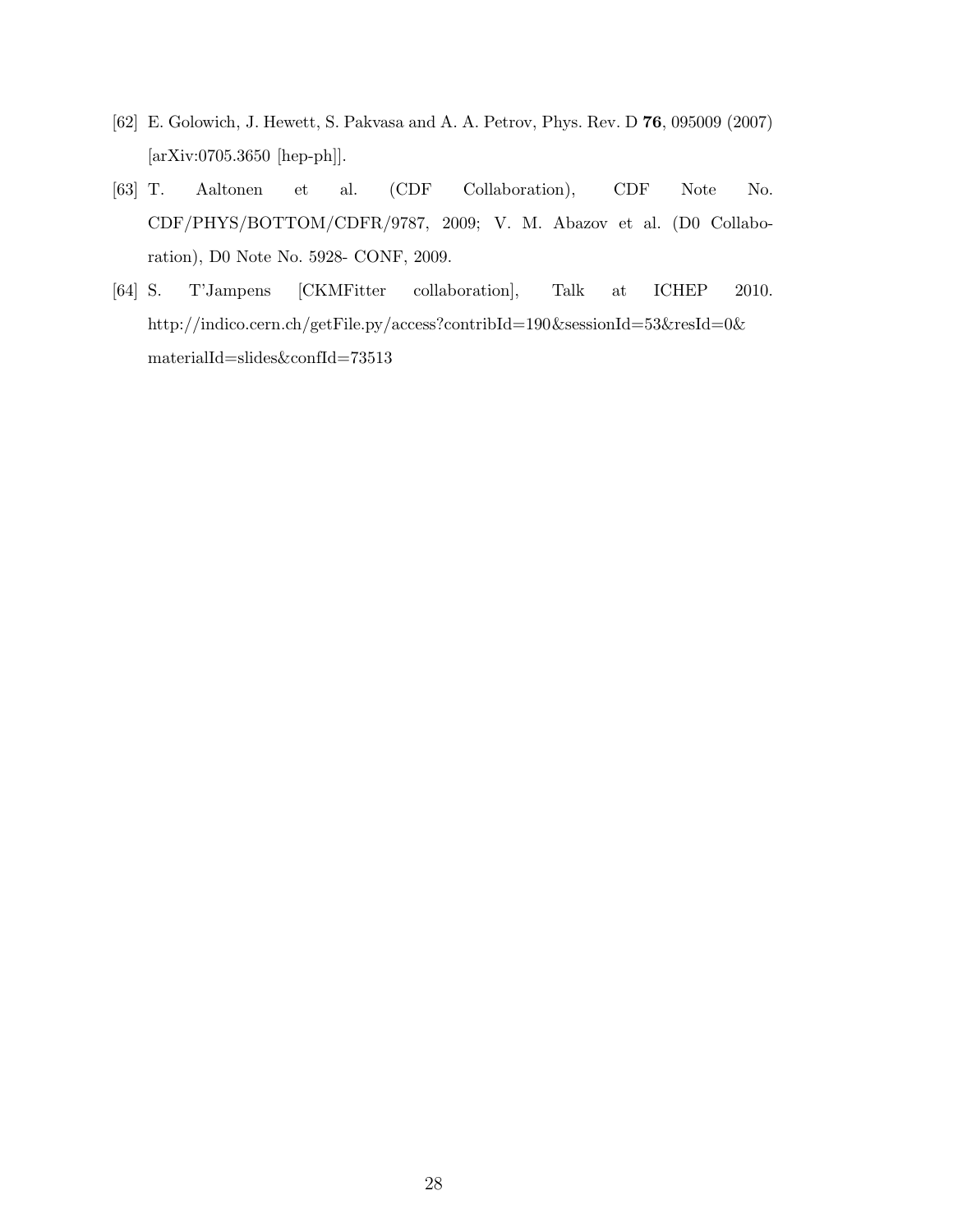[62] E. Golowich, J. Hewett, S. Pakvasa and A. A. Petrov, Phys. Rev. D **76**, 095009 (2007) [arXiv:0705.3650 [hep-ph]].

[63] T. Aaltonen et al. (CDF Collaboration), CDF Note No. CDF/PHYS/BOTTOM/CDFR/9787, 2009; V. M. Abazov et al. (D0 Collaboration), D0 Note No. 5928- CONF, 2009.

[64] S. T'Jampens [CKMFitter collaboration], Talk at ICHEP 2010. http://indico.cern.ch/getFile.py/access?contribId=190&sessionId=53&resId=0&materialId=slides&confId=73513